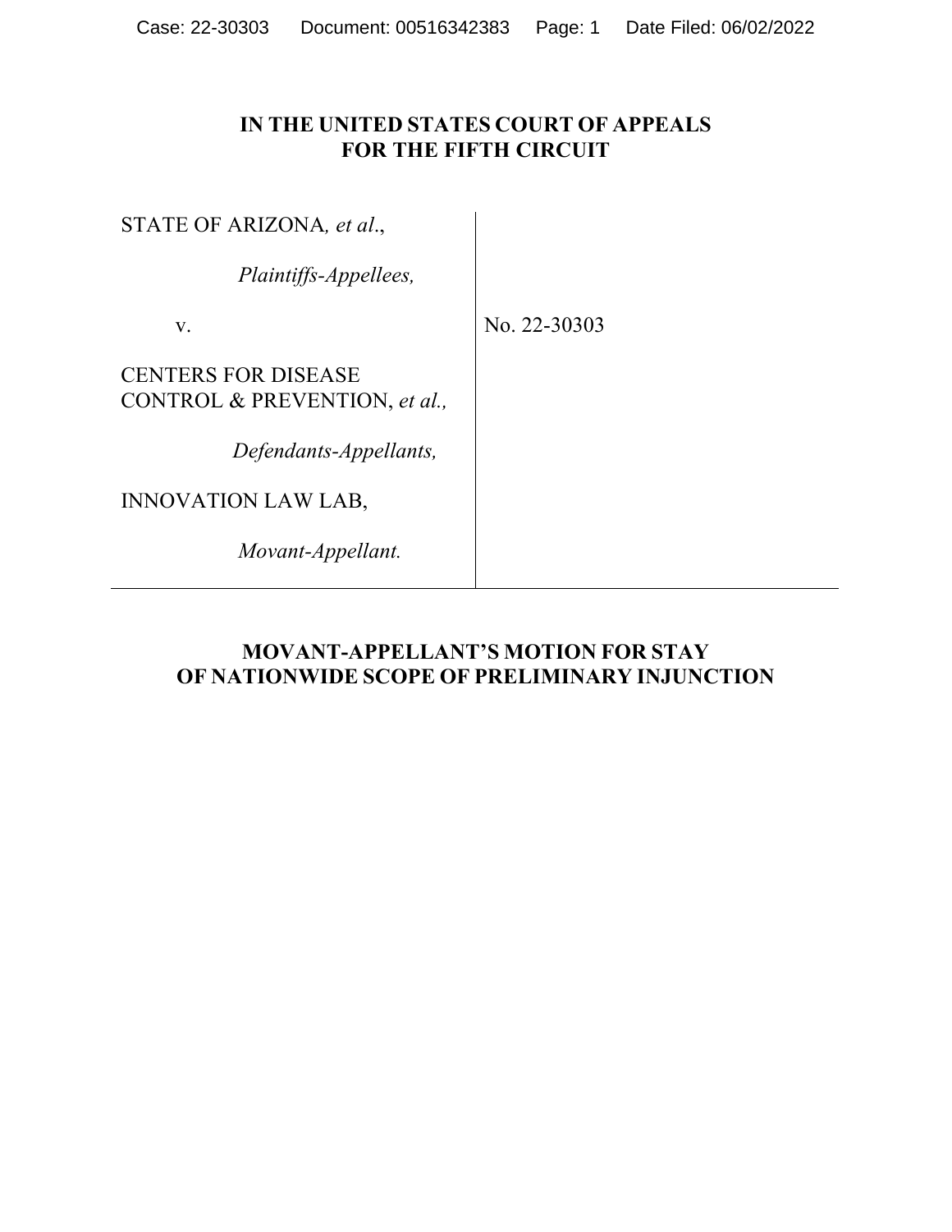**IN THE UNITED STATES COURT OF APPEALS
FOR THE FIFTH CIRCUIT**

| | |
|---|---|
| STATE OF ARIZONA*, et al*.,<br><br>*Plaintiffs-Appellees,*<br><br>v.<br><br>CENTERS FOR DISEASE CONTROL & PREVENTION, *et al.,*<br><br>*Defendants-Appellants,*<br><br>INNOVATION LAW LAB,<br><br>*Movant-Appellant.* | No. 22-30303 |

**MOVANT-APPELLANT'S MOTION FOR STAY
OF NATIONWIDE SCOPE OF PRELIMINARY INJUNCTION**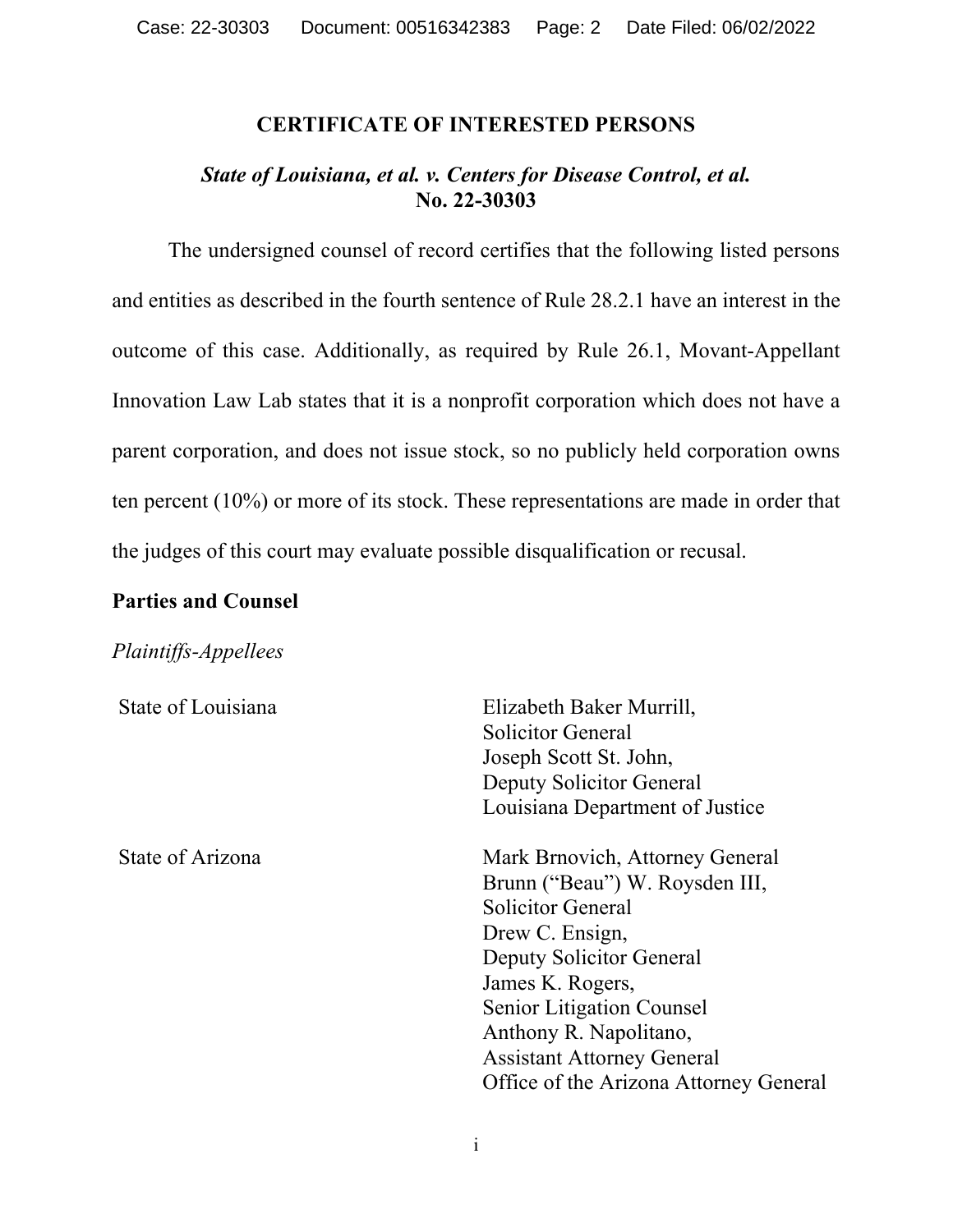## CERTIFICATE OF INTERESTED PERSONS

### *State of Louisiana, et al. v. Centers for Disease Control, et al.* No. 22-30303

The undersigned counsel of record certifies that the following listed persons and entities as described in the fourth sentence of Rule 28.2.1 have an interest in the outcome of this case. Additionally, as required by Rule 26.1, Movant-Appellant Innovation Law Lab states that it is a nonprofit corporation which does not have a parent corporation, and does not issue stock, so no publicly held corporation owns ten percent (10%) or more of its stock. These representations are made in order that the judges of this court may evaluate possible disqualification or recusal.

**Parties and Counsel**

*Plaintiffs-Appellees*

| | |
|---|---|
| State of Louisiana | Elizabeth Baker Murrill, Solicitor General<br>Joseph Scott St. John, Deputy Solicitor General<br>Louisiana Department of Justice |
| State of Arizona | Mark Brnovich, Attorney General<br>Brunn ("Beau") W. Roysden III, Solicitor General<br>Drew C. Ensign, Deputy Solicitor General<br>James K. Rogers, Senior Litigation Counsel<br>Anthony R. Napolitano, Assistant Attorney General<br>Office of the Arizona Attorney General |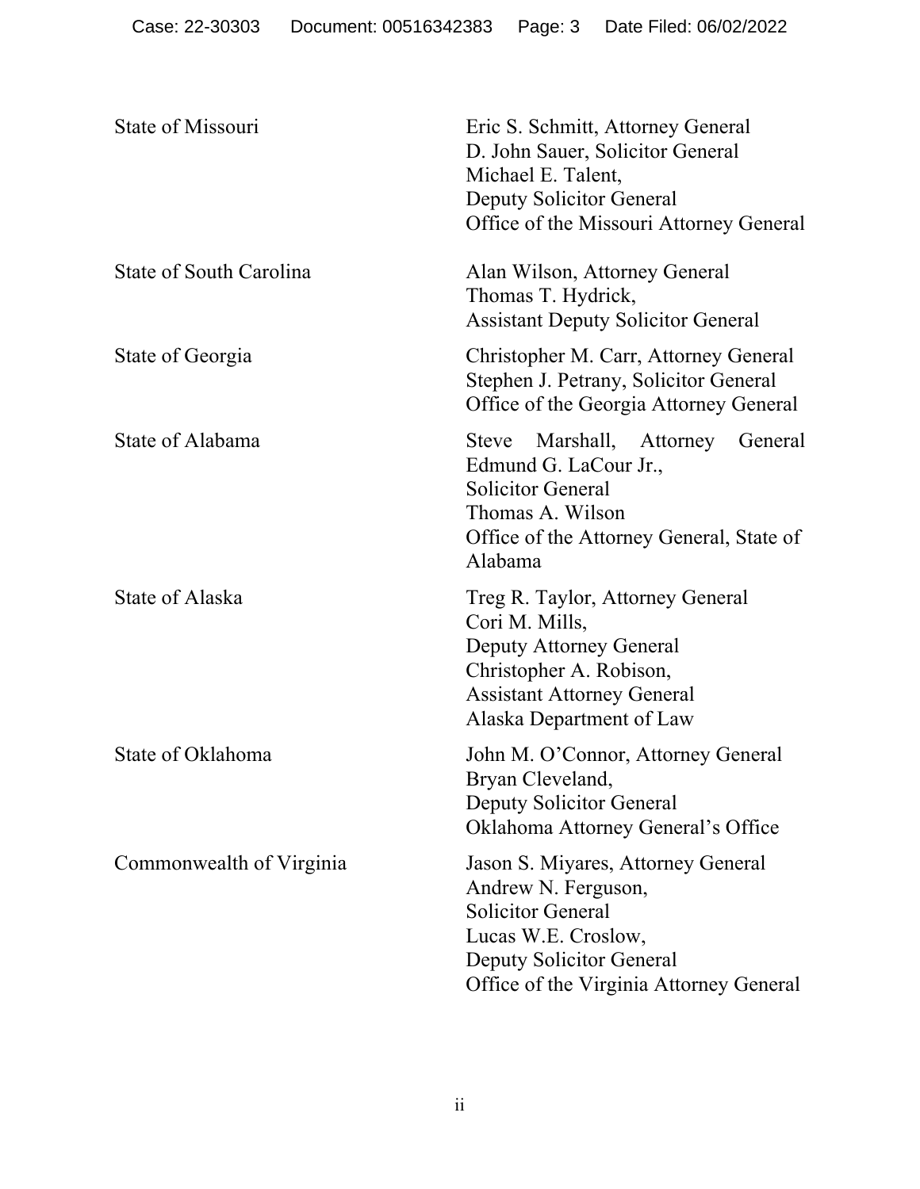| | |
|---|---|
| State of Missouri | Eric S. Schmitt, Attorney General<br>D. John Sauer, Solicitor General<br>Michael E. Talent,<br>Deputy Solicitor General<br>Office of the Missouri Attorney General |
| State of South Carolina | Alan Wilson, Attorney General<br>Thomas T. Hydrick,<br>Assistant Deputy Solicitor General |
| State of Georgia | Christopher M. Carr, Attorney General<br>Stephen J. Petrany, Solicitor General<br>Office of the Georgia Attorney General |
| State of Alabama | Steve Marshall, Attorney General<br>Edmund G. LaCour Jr.,<br>Solicitor General<br>Thomas A. Wilson<br>Office of the Attorney General, State of Alabama |
| State of Alaska | Treg R. Taylor, Attorney General<br>Cori M. Mills,<br>Deputy Attorney General<br>Christopher A. Robison,<br>Assistant Attorney General<br>Alaska Department of Law |
| State of Oklahoma | John M. O'Connor, Attorney General<br>Bryan Cleveland,<br>Deputy Solicitor General<br>Oklahoma Attorney General's Office |
| Commonwealth of Virginia | Jason S. Miyares, Attorney General<br>Andrew N. Ferguson,<br>Solicitor General<br>Lucas W.E. Croslow,<br>Deputy Solicitor General<br>Office of the Virginia Attorney General |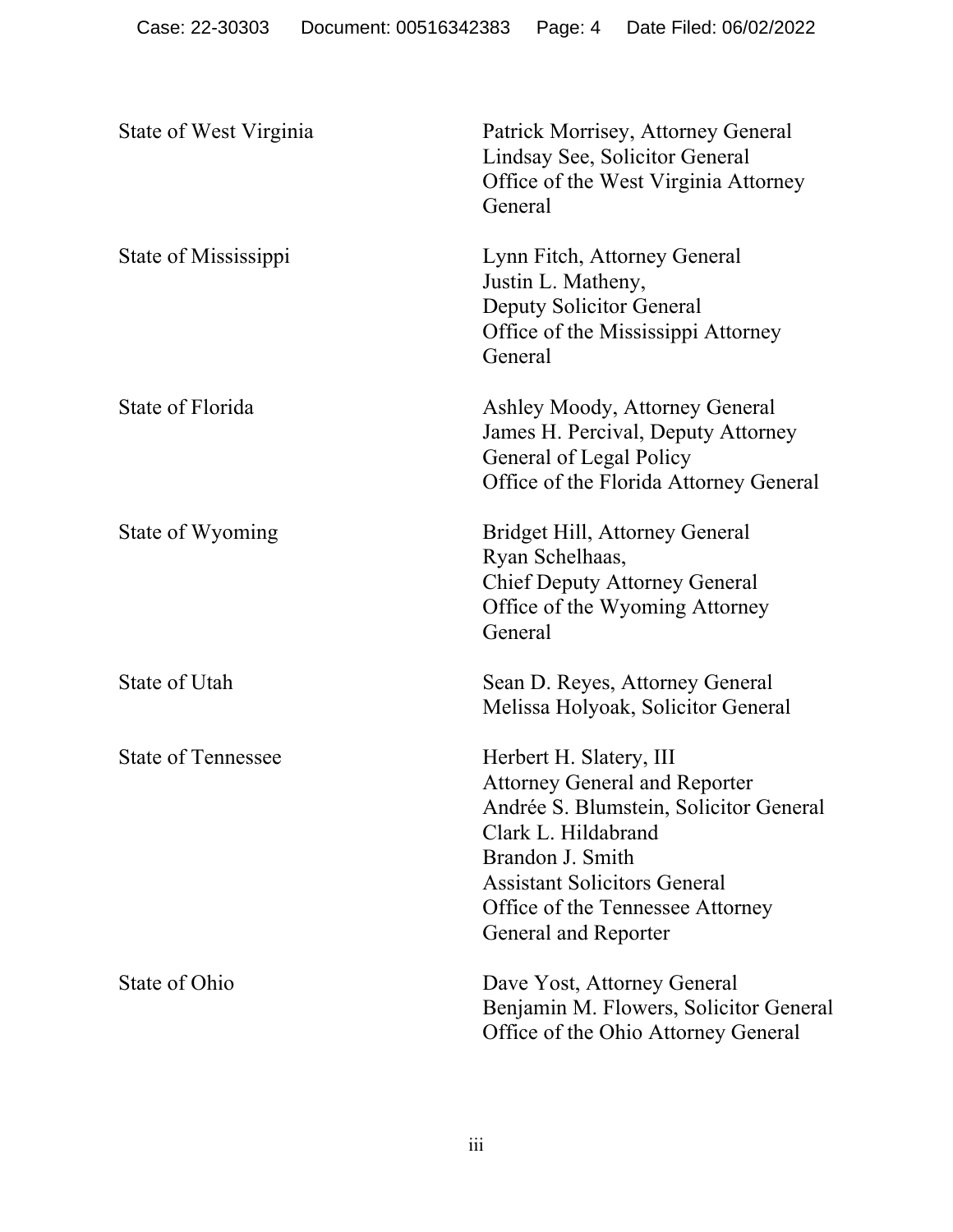| | |
|---|---|
| State of West Virginia | Patrick Morrisey, Attorney General<br>Lindsay See, Solicitor General<br>Office of the West Virginia Attorney General |
| State of Mississippi | Lynn Fitch, Attorney General<br>Justin L. Matheny,<br>Deputy Solicitor General<br>Office of the Mississippi Attorney General |
| State of Florida | Ashley Moody, Attorney General<br>James H. Percival, Deputy Attorney General of Legal Policy<br>Office of the Florida Attorney General |
| State of Wyoming | Bridget Hill, Attorney General<br>Ryan Schelhaas,<br>Chief Deputy Attorney General<br>Office of the Wyoming Attorney General |
| State of Utah | Sean D. Reyes, Attorney General<br>Melissa Holyoak, Solicitor General |
| State of Tennessee | Herbert H. Slatery, III<br>Attorney General and Reporter<br>Andrée S. Blumstein, Solicitor General<br>Clark L. Hildabrand<br>Brandon J. Smith<br>Assistant Solicitors General<br>Office of the Tennessee Attorney General and Reporter |
| State of Ohio | Dave Yost, Attorney General<br>Benjamin M. Flowers, Solicitor General<br>Office of the Ohio Attorney General |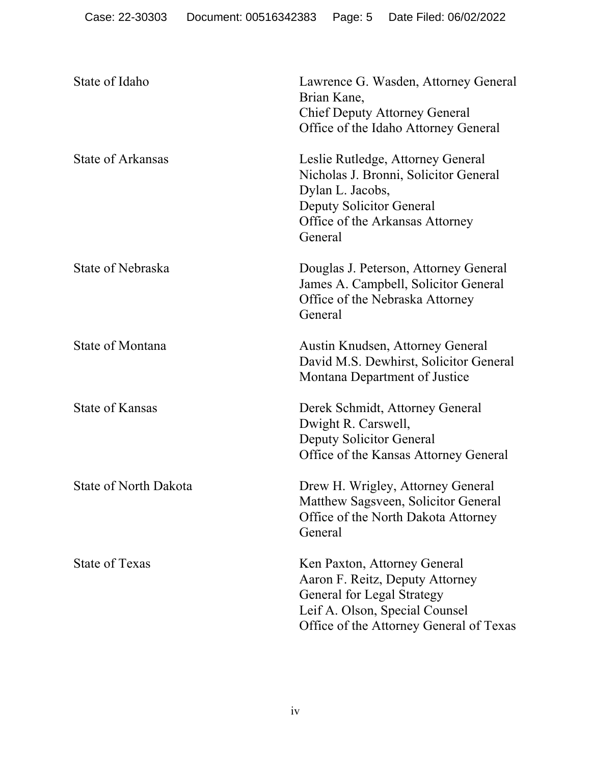| | |
|---|---|
| State of Idaho | Lawrence G. Wasden, Attorney General<br>Brian Kane,<br>Chief Deputy Attorney General<br>Office of the Idaho Attorney General |
| State of Arkansas | Leslie Rutledge, Attorney General<br>Nicholas J. Bronni, Solicitor General<br>Dylan L. Jacobs,<br>Deputy Solicitor General<br>Office of the Arkansas Attorney General |
| State of Nebraska | Douglas J. Peterson, Attorney General<br>James A. Campbell, Solicitor General<br>Office of the Nebraska Attorney General |
| State of Montana | Austin Knudsen, Attorney General<br>David M.S. Dewhirst, Solicitor General<br>Montana Department of Justice |
| State of Kansas | Derek Schmidt, Attorney General<br>Dwight R. Carswell,<br>Deputy Solicitor General<br>Office of the Kansas Attorney General |
| State of North Dakota | Drew H. Wrigley, Attorney General<br>Matthew Sagsveen, Solicitor General<br>Office of the North Dakota Attorney General |
| State of Texas | Ken Paxton, Attorney General<br>Aaron F. Reitz, Deputy Attorney General for Legal Strategy<br>Leif A. Olson, Special Counsel<br>Office of the Attorney General of Texas |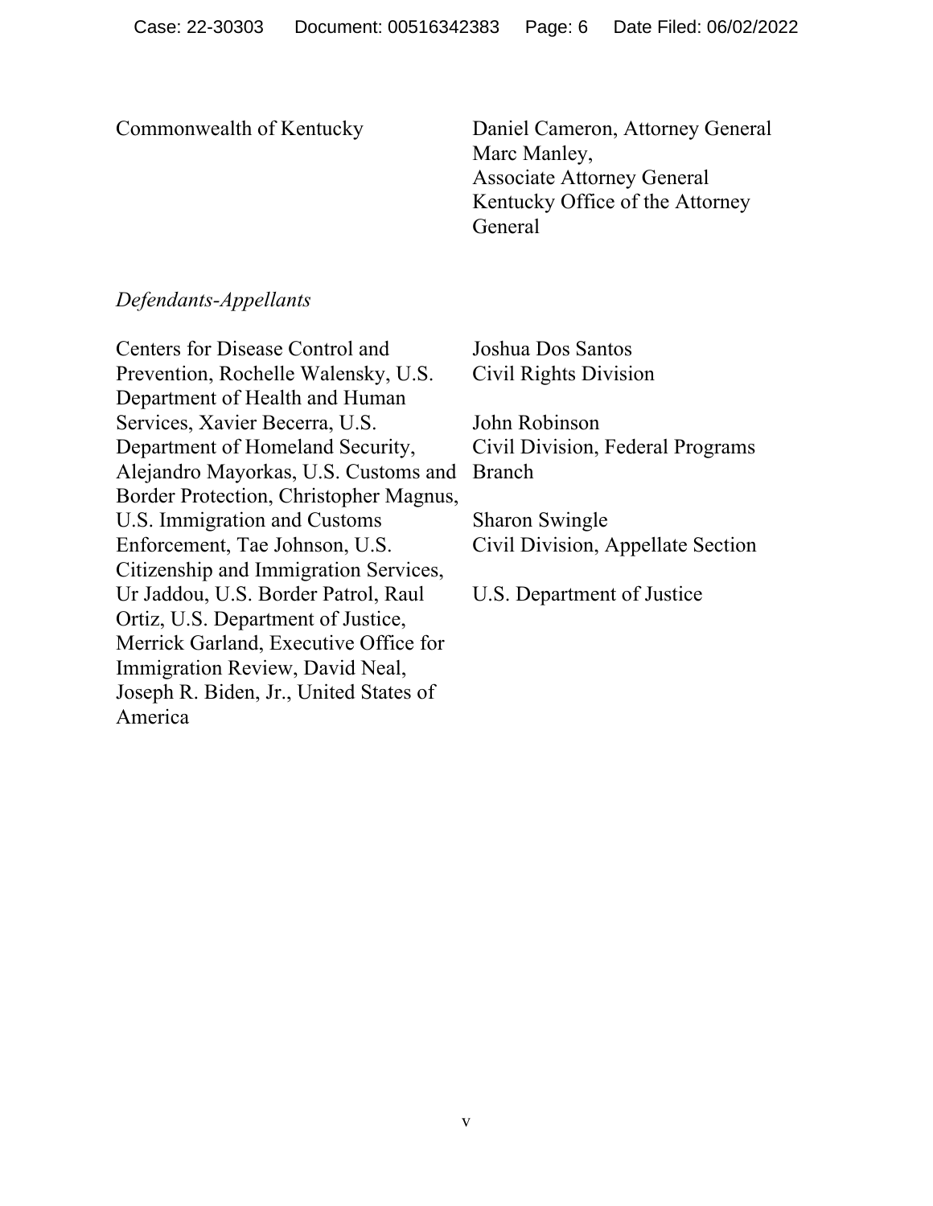Commonwealth of Kentucky

Daniel Cameron, Attorney General
Marc Manley,
Associate Attorney General
Kentucky Office of the Attorney General

*Defendants-Appellants*

Centers for Disease Control and Prevention, Rochelle Walensky, U.S. Department of Health and Human Services, Xavier Becerra, U.S. Department of Homeland Security, Alejandro Mayorkas, U.S. Customs and Border Protection, Christopher Magnus, U.S. Immigration and Customs Enforcement, Tae Johnson, U.S. Citizenship and Immigration Services, Ur Jaddou, U.S. Border Patrol, Raul Ortiz, U.S. Department of Justice, Merrick Garland, Executive Office for Immigration Review, David Neal, Joseph R. Biden, Jr., United States of America

Joshua Dos Santos
Civil Rights Division

John Robinson
Civil Division, Federal Programs Branch

Sharon Swingle
Civil Division, Appellate Section

U.S. Department of Justice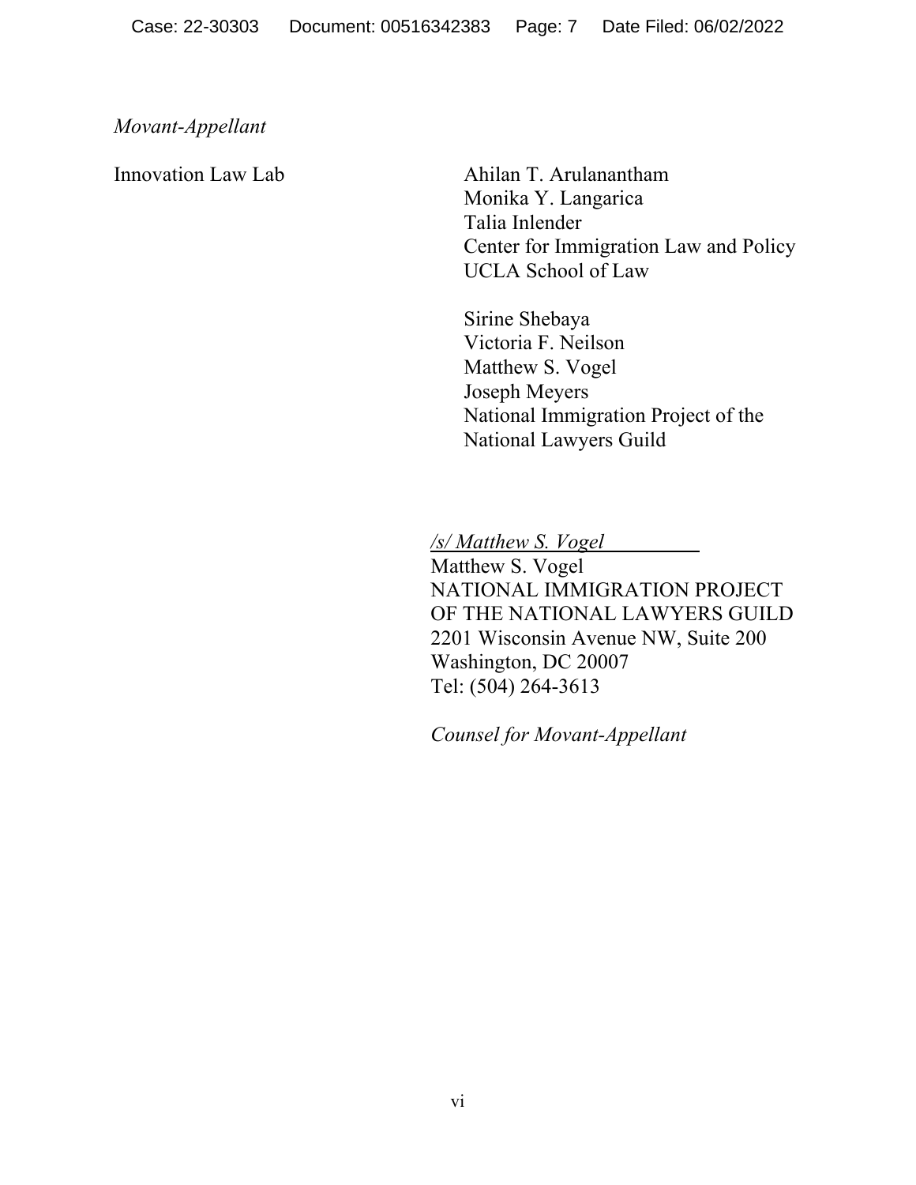*Movant-Appellant*

| | |
|---|---|
| Innovation Law Lab | Ahilan T. Arulanantham<br>Monika Y. Langarica<br>Talia Inlender<br>Center for Immigration Law and Policy<br>UCLA School of Law<br><br>Sirine Shebaya<br>Victoria F. Neilson<br>Matthew S. Vogel<br>Joseph Meyers<br>National Immigration Project of the National Lawyers Guild |

*/s/ Matthew S. Vogel*
Matthew S. Vogel
NATIONAL IMMIGRATION PROJECT
OF THE NATIONAL LAWYERS GUILD
2201 Wisconsin Avenue NW, Suite 200
Washington, DC 20007
Tel: (504) 264-3613

*Counsel for Movant-Appellant*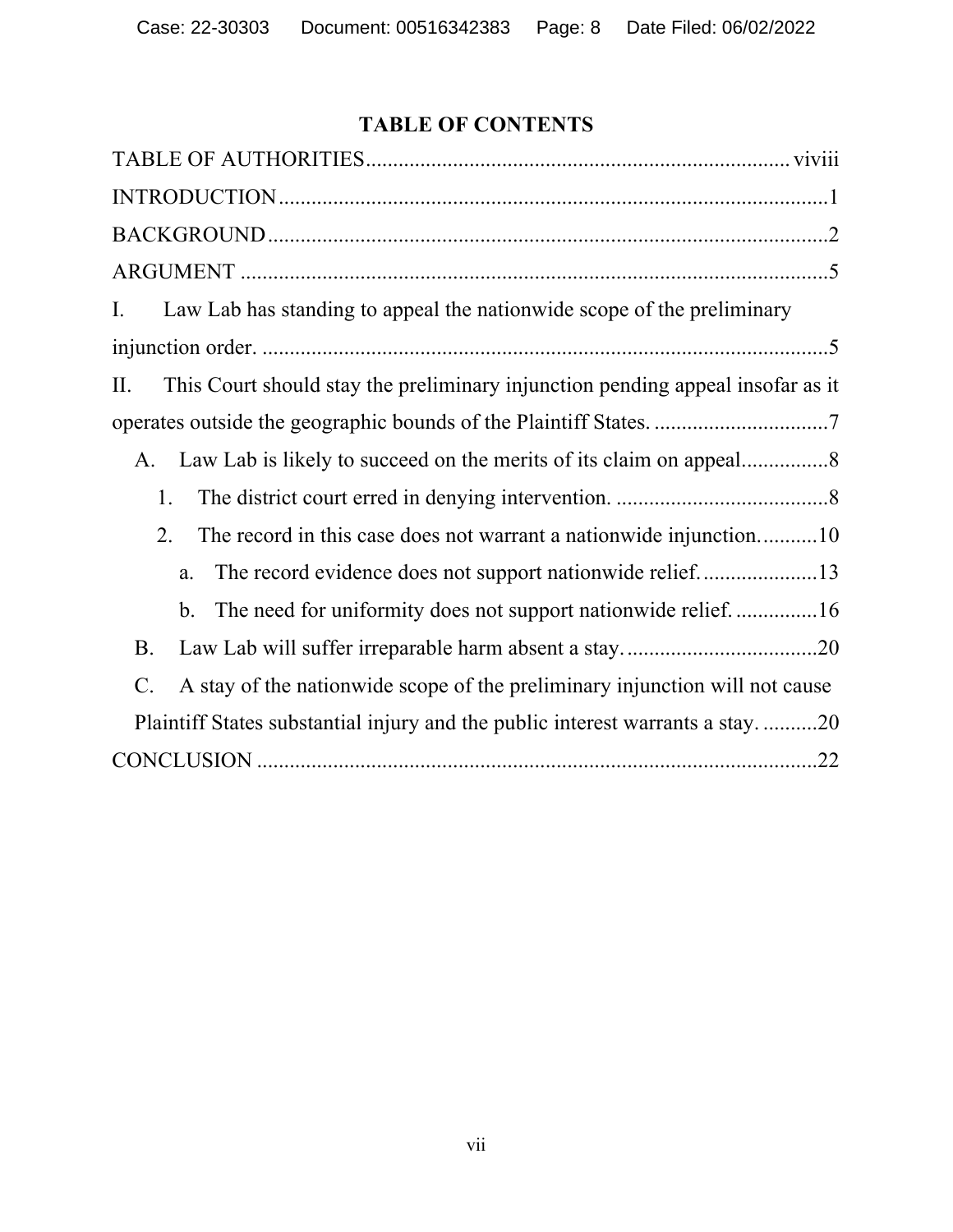## TABLE OF CONTENTS

TABLE OF AUTHORITIES............................................................................. viviii

INTRODUCTION.....................................................................................................1

BACKGROUND.......................................................................................................2

ARGUMENT ............................................................................................................5

I. Law Lab has standing to appeal the nationwide scope of the preliminary injunction order. ........................................................................................................5

II. This Court should stay the preliminary injunction pending appeal insofar as it operates outside the geographic bounds of the Plaintiff States. ................................7

A. Law Lab is likely to succeed on the merits of its claim on appeal................8

1. The district court erred in denying intervention. .......................................8

2. The record in this case does not warrant a nationwide injunction...........10

a. The record evidence does not support nationwide relief.....................13

b. The need for uniformity does not support nationwide relief. ...............16

B. Law Lab will suffer irreparable harm absent a stay...................................20

C. A stay of the nationwide scope of the preliminary injunction will not cause Plaintiff States substantial injury and the public interest warrants a stay. ..........20

CONCLUSION .......................................................................................................22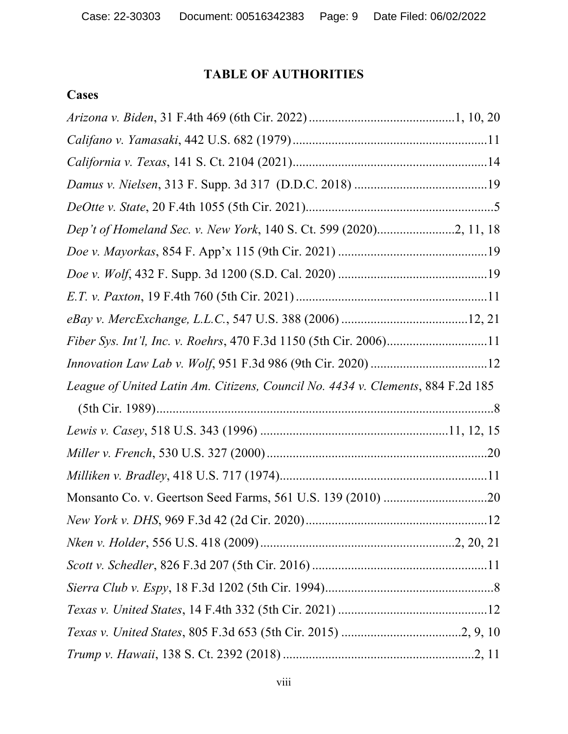## TABLE OF AUTHORITIES

### Cases

*Arizona v. Biden*, 31 F.4th 469 (6th Cir. 2022) ............................................1, 10, 20

*Califano v. Yamasaki*, 442 U.S. 682 (1979) ............................................................11

*California v. Texas*, 141 S. Ct. 2104 (2021)............................................................14

*Damus v. Nielsen*, 313 F. Supp. 3d 317 (D.D.C. 2018) .........................................19

*DeOtte v. State*, 20 F.4th 1055 (5th Cir. 2021)..........................................................5

*Dep't of Homeland Sec. v. New York*, 140 S. Ct. 599 (2020)........................2, 11, 18

*Doe v. Mayorkas*, 854 F. App'x 115 (9th Cir. 2021) ..............................................19

*Doe v. Wolf*, 432 F. Supp. 3d 1200 (S.D. Cal. 2020) ..............................................19

*E.T. v. Paxton*, 19 F.4th 760 (5th Cir. 2021) ...........................................................11

*eBay v. MercExchange, L.L.C.*, 547 U.S. 388 (2006) ........................................12, 21

*Fiber Sys. Int'l, Inc. v. Roehrs*, 470 F.3d 1150 (5th Cir. 2006)...............................11

*Innovation Law Lab v. Wolf*, 951 F.3d 986 (9th Cir. 2020) ....................................12

*League of United Latin Am. Citizens, Council No. 4434 v. Clements*, 884 F.2d 185 (5th Cir. 1989)........................................................................................................8

*Lewis v. Casey*, 518 U.S. 343 (1996) .......................................................11, 12, 15

*Miller v. French*, 530 U.S. 327 (2000) ....................................................................20

*Milliken v. Bradley*, 418 U.S. 717 (1974)................................................................11

Monsanto Co. v. Geertson Seed Farms, 561 U.S. 139 (2010) ................................20

*New York v. DHS*, 969 F.3d 42 (2d Cir. 2020)........................................................12

*Nken v. Holder*, 556 U.S. 418 (2009) ...........................................................2, 20, 21

*Scott v. Schedler*, 826 F.3d 207 (5th Cir. 2016) ......................................................11

*Sierra Club v. Espy*, 18 F.3d 1202 (5th Cir. 1994)....................................................8

*Texas v. United States*, 14 F.4th 332 (5th Cir. 2021) ..............................................12

*Texas v. United States*, 805 F.3d 653 (5th Cir. 2015) ....................................2, 9, 10

*Trump v. Hawaii*, 138 S. Ct. 2392 (2018) ...........................................................2, 11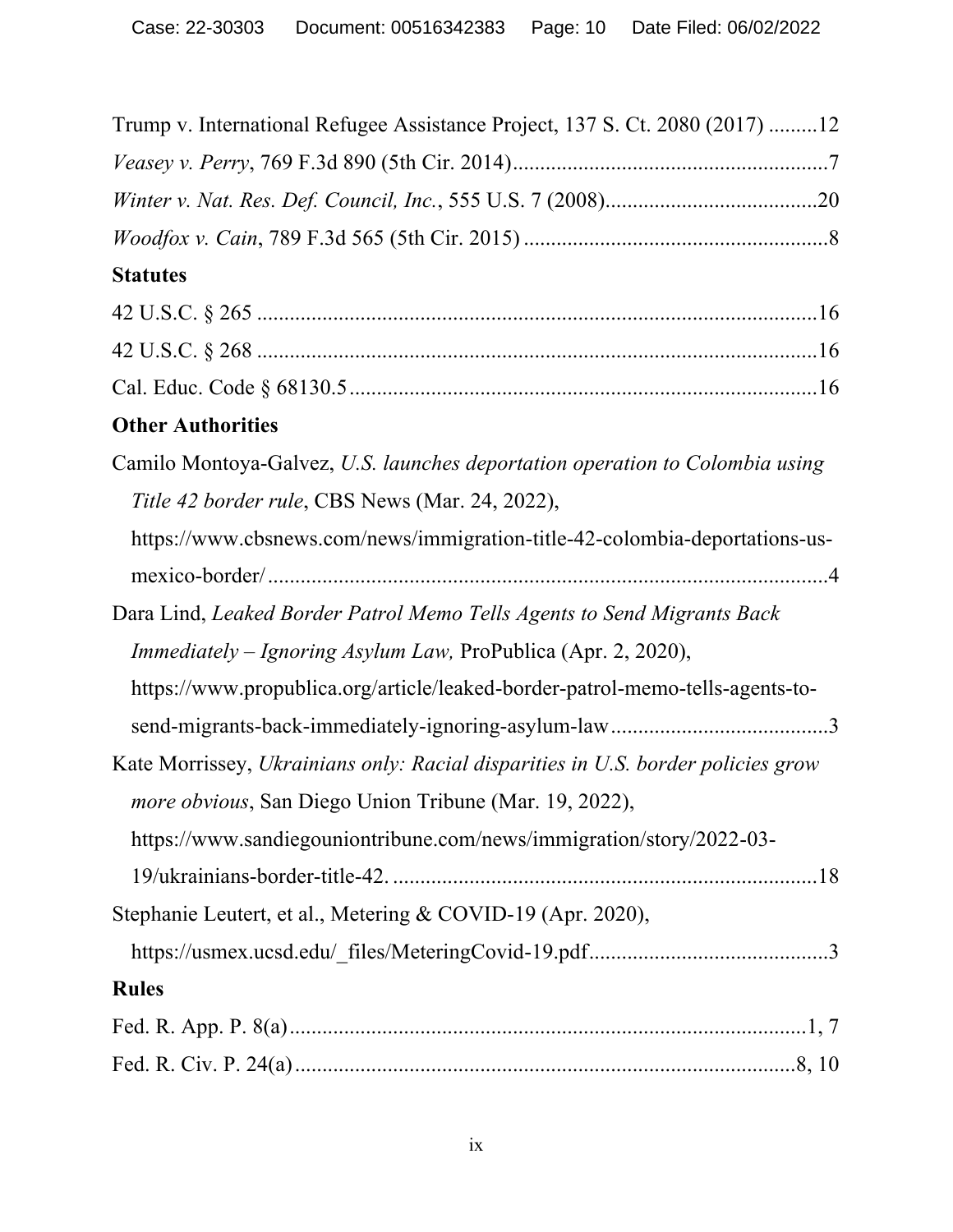Trump v. International Refugee Assistance Project, 137 S. Ct. 2080 (2017) .........12

*Veasey v. Perry*, 769 F.3d 890 (5th Cir. 2014).........................................................7

*Winter v. Nat. Res. Def. Council, Inc.*, 555 U.S. 7 (2008)......................................20

*Woodfox v. Cain*, 789 F.3d 565 (5th Cir. 2015) .......................................................8

**Statutes**

42 U.S.C. § 265 ......................................................................................................16

42 U.S.C. § 268 ......................................................................................................16

Cal. Educ. Code § 68130.5.....................................................................................16

**Other Authorities**

Camilo Montoya-Galvez, *U.S. launches deportation operation to Colombia using Title 42 border rule*, CBS News (Mar. 24, 2022), https://www.cbsnews.com/news/immigration-title-42-colombia-deportations-us-mexico-border/ ......................................................................................................4

Dara Lind, *Leaked Border Patrol Memo Tells Agents to Send Migrants Back Immediately – Ignoring Asylum Law,* ProPublica (Apr. 2, 2020), https://www.propublica.org/article/leaked-border-patrol-memo-tells-agents-to-send-migrants-back-immediately-ignoring-asylum-law.......................................3

Kate Morrissey, *Ukrainians only: Racial disparities in U.S. border policies grow more obvious*, San Diego Union Tribune (Mar. 19, 2022), https://www.sandiegouniontribune.com/news/immigration/story/2022-03-19/ukrainians-border-title-42. .............................................................................18

Stephanie Leutert, et al., Metering & COVID-19 (Apr. 2020), https://usmex.ucsd.edu/_files/MeteringCovid-19.pdf...........................................3

**Rules**

Fed. R. App. P. 8(a)...............................................................................................1, 7

Fed. R. Civ. P. 24(a)............................................................................................8, 10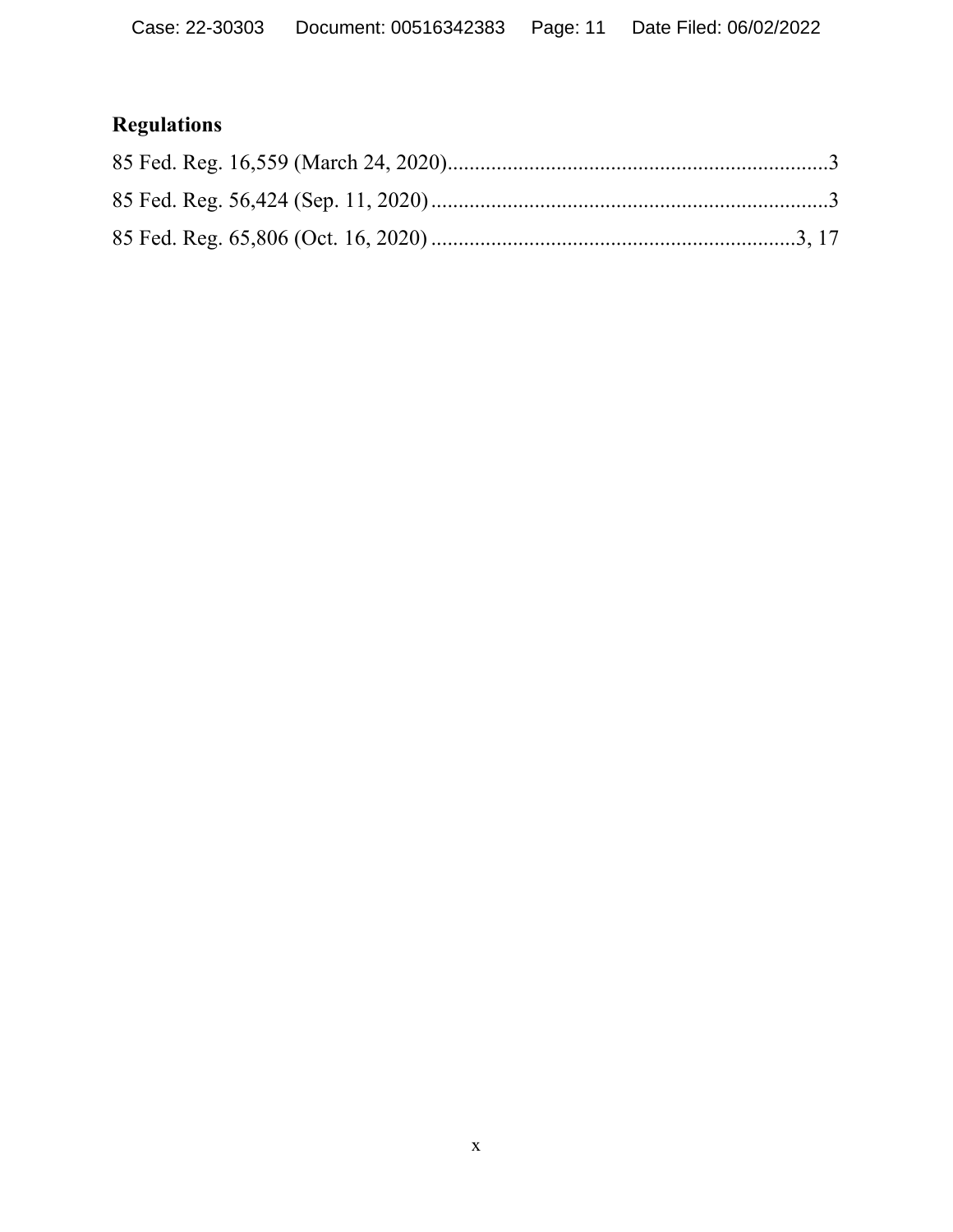## Regulations

85 Fed. Reg. 16,559 (March 24, 2020).....................................................................3

85 Fed. Reg. 56,424 (Sep. 11, 2020).......................................................................3

85 Fed. Reg. 65,806 (Oct. 16, 2020)..................................................................3, 17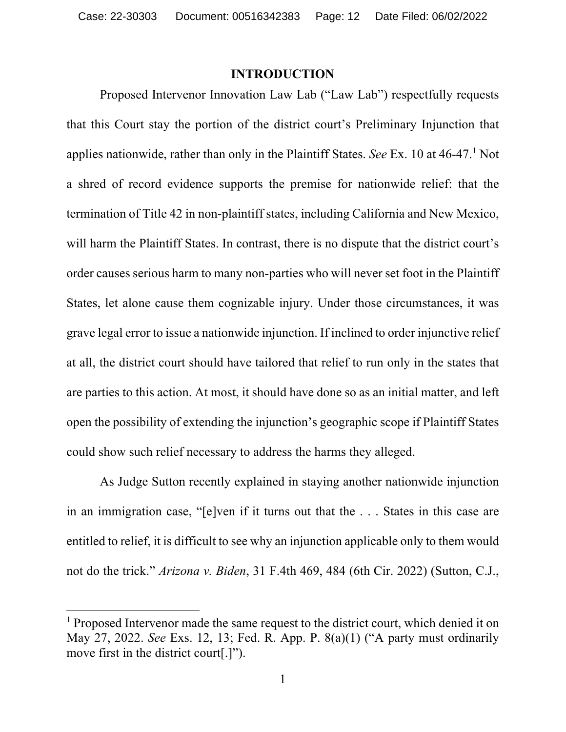## INTRODUCTION

Proposed Intervenor Innovation Law Lab ("Law Lab") respectfully requests that this Court stay the portion of the district court's Preliminary Injunction that applies nationwide, rather than only in the Plaintiff States. *See* Ex. 10 at 46-47.[1] Not a shred of record evidence supports the premise for nationwide relief: that the termination of Title 42 in non-plaintiff states, including California and New Mexico, will harm the Plaintiff States. In contrast, there is no dispute that the district court's order causes serious harm to many non-parties who will never set foot in the Plaintiff States, let alone cause them cognizable injury. Under those circumstances, it was grave legal error to issue a nationwide injunction. If inclined to order injunctive relief at all, the district court should have tailored that relief to run only in the states that are parties to this action. At most, it should have done so as an initial matter, and left open the possibility of extending the injunction's geographic scope if Plaintiff States could show such relief necessary to address the harms they alleged.

As Judge Sutton recently explained in staying another nationwide injunction in an immigration case, "[e]ven if it turns out that the . . . States in this case are entitled to relief, it is difficult to see why an injunction applicable only to them would not do the trick." *Arizona v. Biden*, 31 F.4th 469, 484 (6th Cir. 2022) (Sutton, C.J.,

[1] Proposed Intervenor made the same request to the district court, which denied it on May 27, 2022. *See* Exs. 12, 13; Fed. R. App. P. 8(a)(1) ("A party must ordinarily move first in the district court[.]").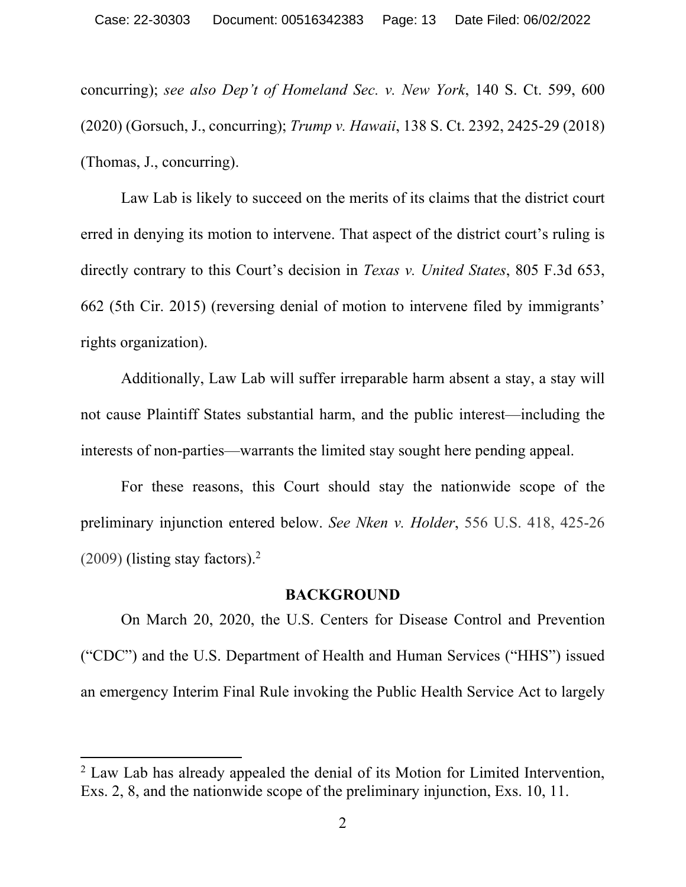concurring); *see also Dep't of Homeland Sec. v. New York*, 140 S. Ct. 599, 600 (2020) (Gorsuch, J., concurring); *Trump v. Hawaii*, 138 S. Ct. 2392, 2425-29 (2018) (Thomas, J., concurring).

Law Lab is likely to succeed on the merits of its claims that the district court erred in denying its motion to intervene. That aspect of the district court's ruling is directly contrary to this Court's decision in *Texas v. United States*, 805 F.3d 653, 662 (5th Cir. 2015) (reversing denial of motion to intervene filed by immigrants' rights organization).

Additionally, Law Lab will suffer irreparable harm absent a stay, a stay will not cause Plaintiff States substantial harm, and the public interest—including the interests of non-parties—warrants the limited stay sought here pending appeal.

For these reasons, this Court should stay the nationwide scope of the preliminary injunction entered below. *See Nken v. Holder*, 556 U.S. 418, 425-26 (2009) (listing stay factors).[2]

## BACKGROUND

On March 20, 2020, the U.S. Centers for Disease Control and Prevention ("CDC") and the U.S. Department of Health and Human Services ("HHS") issued an emergency Interim Final Rule invoking the Public Health Service Act to largely

---

[2] Law Lab has already appealed the denial of its Motion for Limited Intervention, Exs. 2, 8, and the nationwide scope of the preliminary injunction, Exs. 10, 11.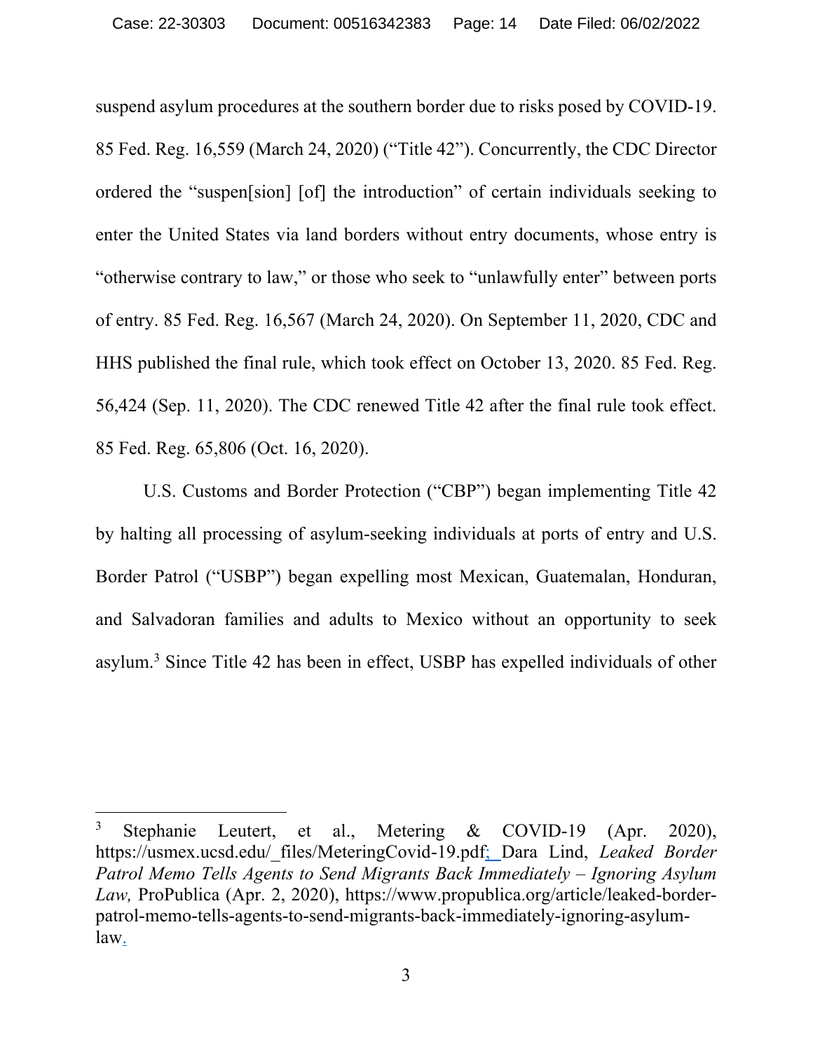suspend asylum procedures at the southern border due to risks posed by COVID-19. 85 Fed. Reg. 16,559 (March 24, 2020) ("Title 42"). Concurrently, the CDC Director ordered the "suspen[sion] [of] the introduction" of certain individuals seeking to enter the United States via land borders without entry documents, whose entry is "otherwise contrary to law," or those who seek to "unlawfully enter" between ports of entry. 85 Fed. Reg. 16,567 (March 24, 2020). On September 11, 2020, CDC and HHS published the final rule, which took effect on October 13, 2020. 85 Fed. Reg. 56,424 (Sep. 11, 2020). The CDC renewed Title 42 after the final rule took effect. 85 Fed. Reg. 65,806 (Oct. 16, 2020).

U.S. Customs and Border Protection ("CBP") began implementing Title 42 by halting all processing of asylum-seeking individuals at ports of entry and U.S. Border Patrol ("USBP") began expelling most Mexican, Guatemalan, Honduran, and Salvadoran families and adults to Mexico without an opportunity to seek asylum.[3] Since Title 42 has been in effect, USBP has expelled individuals of other

---

[3] Stephanie Leutert, et al., Metering & COVID-19 (Apr. 2020), https://usmex.ucsd.edu/_files/MeteringCovid-19.pdf; Dara Lind, *Leaked Border Patrol Memo Tells Agents to Send Migrants Back Immediately – Ignoring Asylum Law,* ProPublica (Apr. 2, 2020), https://www.propublica.org/article/leaked-border-patrol-memo-tells-agents-to-send-migrants-back-immediately-ignoring-asylum-law.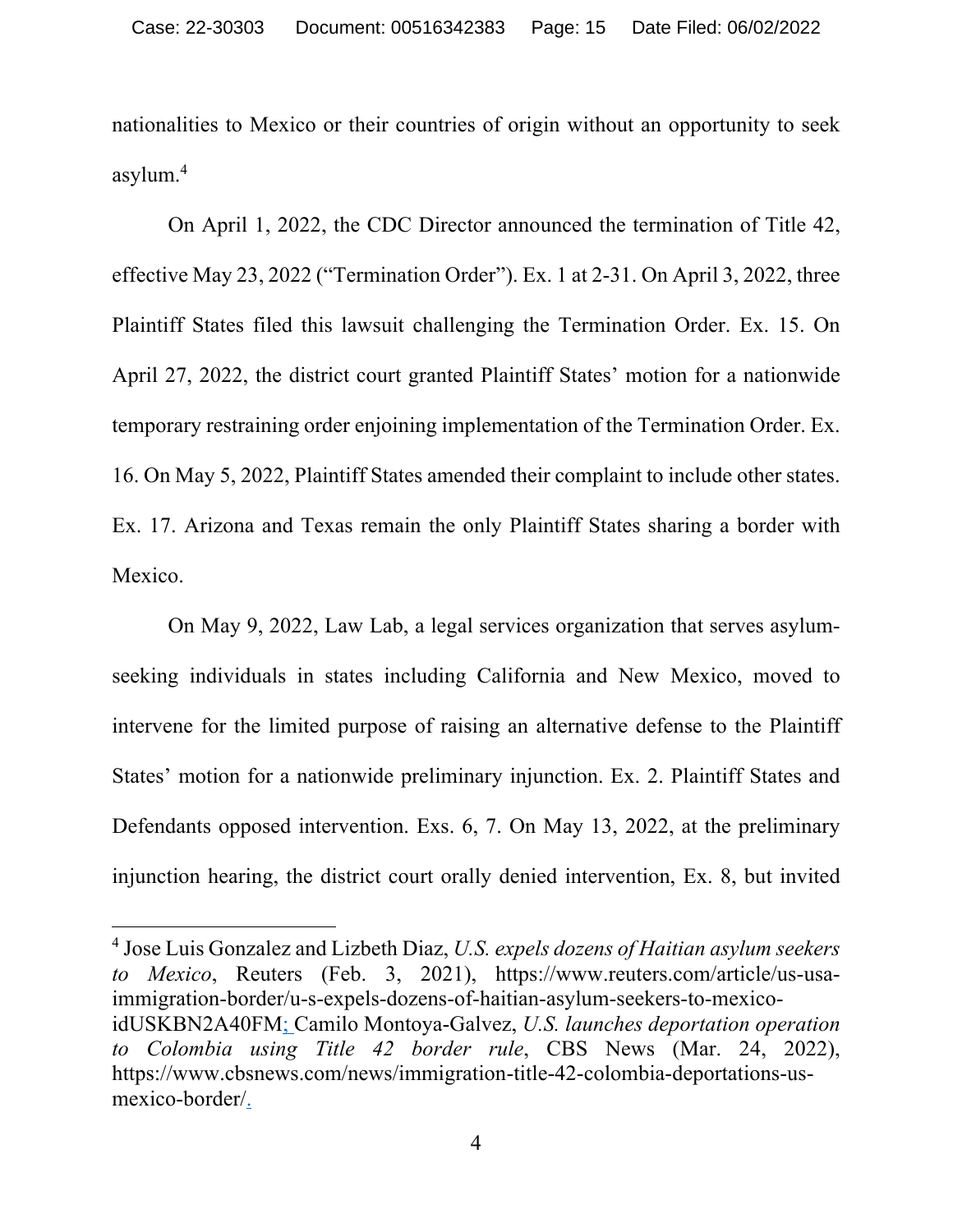nationalities to Mexico or their countries of origin without an opportunity to seek asylum.[4]

On April 1, 2022, the CDC Director announced the termination of Title 42, effective May 23, 2022 ("Termination Order"). Ex. 1 at 2-31. On April 3, 2022, three Plaintiff States filed this lawsuit challenging the Termination Order. Ex. 15. On April 27, 2022, the district court granted Plaintiff States' motion for a nationwide temporary restraining order enjoining implementation of the Termination Order. Ex. 16. On May 5, 2022, Plaintiff States amended their complaint to include other states. Ex. 17. Arizona and Texas remain the only Plaintiff States sharing a border with Mexico.

On May 9, 2022, Law Lab, a legal services organization that serves asylum-seeking individuals in states including California and New Mexico, moved to intervene for the limited purpose of raising an alternative defense to the Plaintiff States' motion for a nationwide preliminary injunction. Ex. 2. Plaintiff States and Defendants opposed intervention. Exs. 6, 7. On May 13, 2022, at the preliminary injunction hearing, the district court orally denied intervention, Ex. 8, but invited

---

[4] Jose Luis Gonzalez and Lizbeth Diaz, *U.S. expels dozens of Haitian asylum seekers to Mexico*, Reuters (Feb. 3, 2021), https://www.reuters.com/article/us-usa-immigration-border/u-s-expels-dozens-of-haitian-asylum-seekers-to-mexico-idUSKBN2A40FM; Camilo Montoya-Galvez, *U.S. launches deportation operation to Colombia using Title 42 border rule*, CBS News (Mar. 24, 2022), https://www.cbsnews.com/news/immigration-title-42-colombia-deportations-us-mexico-border/.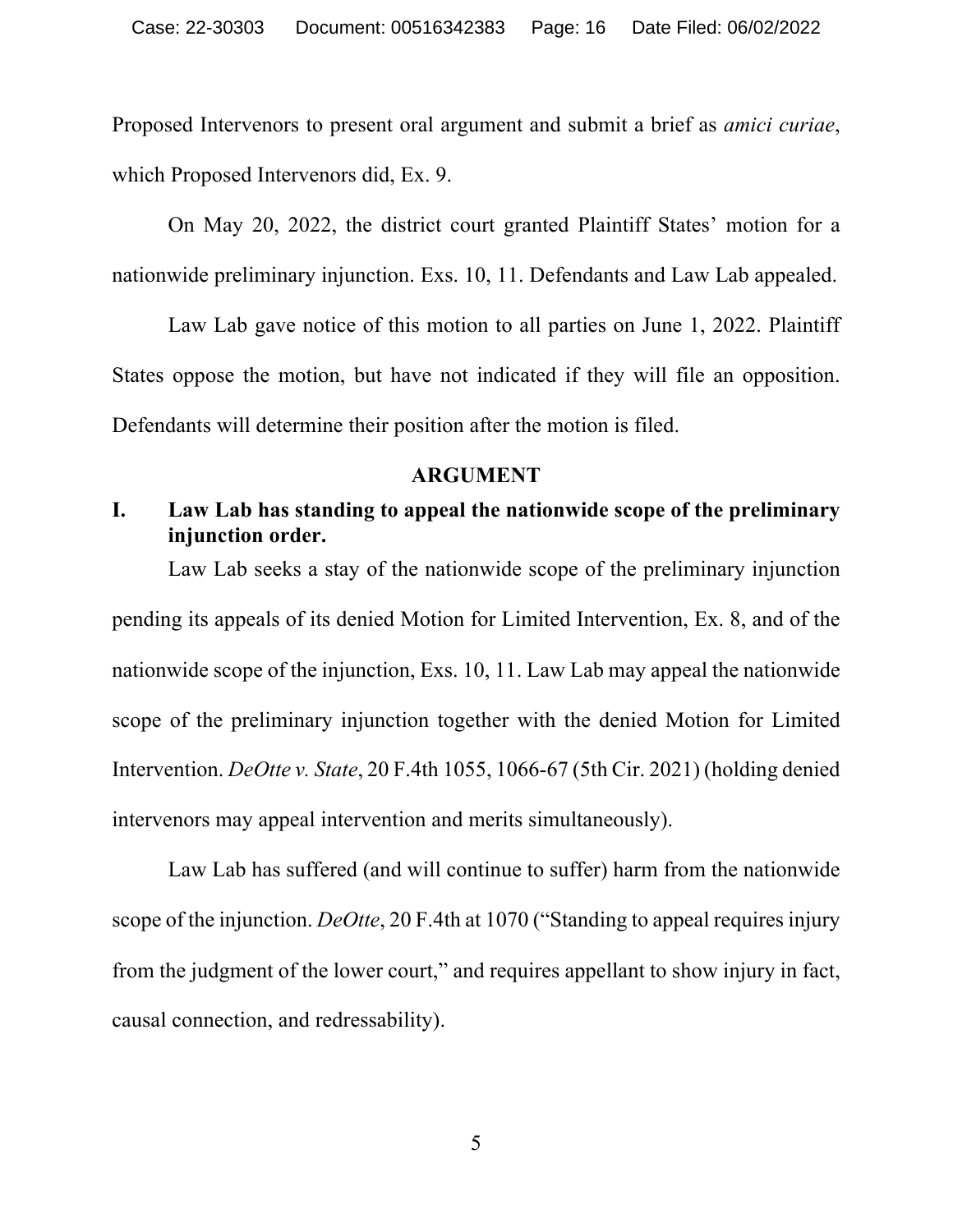Proposed Intervenors to present oral argument and submit a brief as *amici curiae*, which Proposed Intervenors did, Ex. 9.

On May 20, 2022, the district court granted Plaintiff States' motion for a nationwide preliminary injunction. Exs. 10, 11. Defendants and Law Lab appealed.

Law Lab gave notice of this motion to all parties on June 1, 2022. Plaintiff States oppose the motion, but have not indicated if they will file an opposition. Defendants will determine their position after the motion is filed.

## ARGUMENT

### I. Law Lab has standing to appeal the nationwide scope of the preliminary injunction order.

Law Lab seeks a stay of the nationwide scope of the preliminary injunction pending its appeals of its denied Motion for Limited Intervention, Ex. 8, and of the nationwide scope of the injunction, Exs. 10, 11. Law Lab may appeal the nationwide scope of the preliminary injunction together with the denied Motion for Limited Intervention. *DeOtte v. State*, 20 F.4th 1055, 1066-67 (5th Cir. 2021) (holding denied intervenors may appeal intervention and merits simultaneously).

Law Lab has suffered (and will continue to suffer) harm from the nationwide scope of the injunction. *DeOtte*, 20 F.4th at 1070 ("Standing to appeal requires injury from the judgment of the lower court," and requires appellant to show injury in fact, causal connection, and redressability).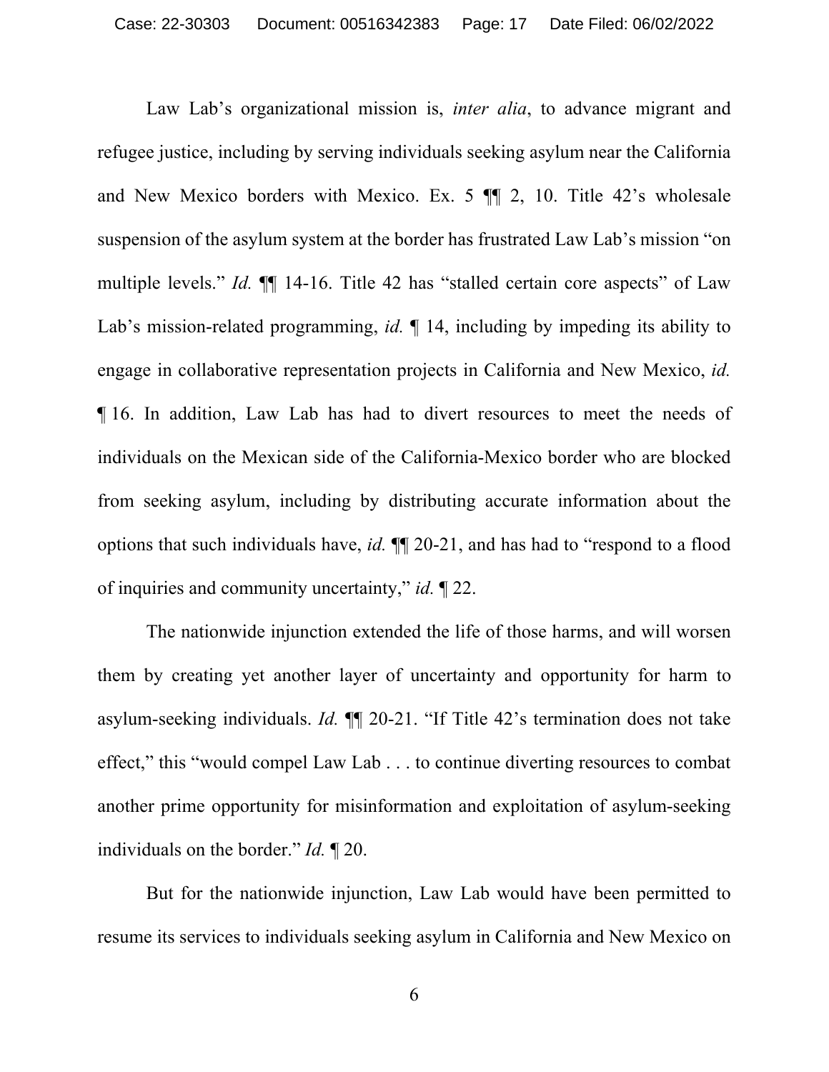Law Lab's organizational mission is, *inter alia*, to advance migrant and refugee justice, including by serving individuals seeking asylum near the California and New Mexico borders with Mexico. Ex. 5 ¶¶ 2, 10. Title 42's wholesale suspension of the asylum system at the border has frustrated Law Lab's mission "on multiple levels." *Id.* ¶¶ 14-16. Title 42 has "stalled certain core aspects" of Law Lab's mission-related programming, *id.* ¶ 14, including by impeding its ability to engage in collaborative representation projects in California and New Mexico, *id.* ¶ 16. In addition, Law Lab has had to divert resources to meet the needs of individuals on the Mexican side of the California-Mexico border who are blocked from seeking asylum, including by distributing accurate information about the options that such individuals have, *id.* ¶¶ 20-21, and has had to "respond to a flood of inquiries and community uncertainty," *id.* ¶ 22.

The nationwide injunction extended the life of those harms, and will worsen them by creating yet another layer of uncertainty and opportunity for harm to asylum-seeking individuals. *Id.* ¶¶ 20-21. "If Title 42's termination does not take effect," this "would compel Law Lab . . . to continue diverting resources to combat another prime opportunity for misinformation and exploitation of asylum-seeking individuals on the border." *Id.* ¶ 20.

But for the nationwide injunction, Law Lab would have been permitted to resume its services to individuals seeking asylum in California and New Mexico on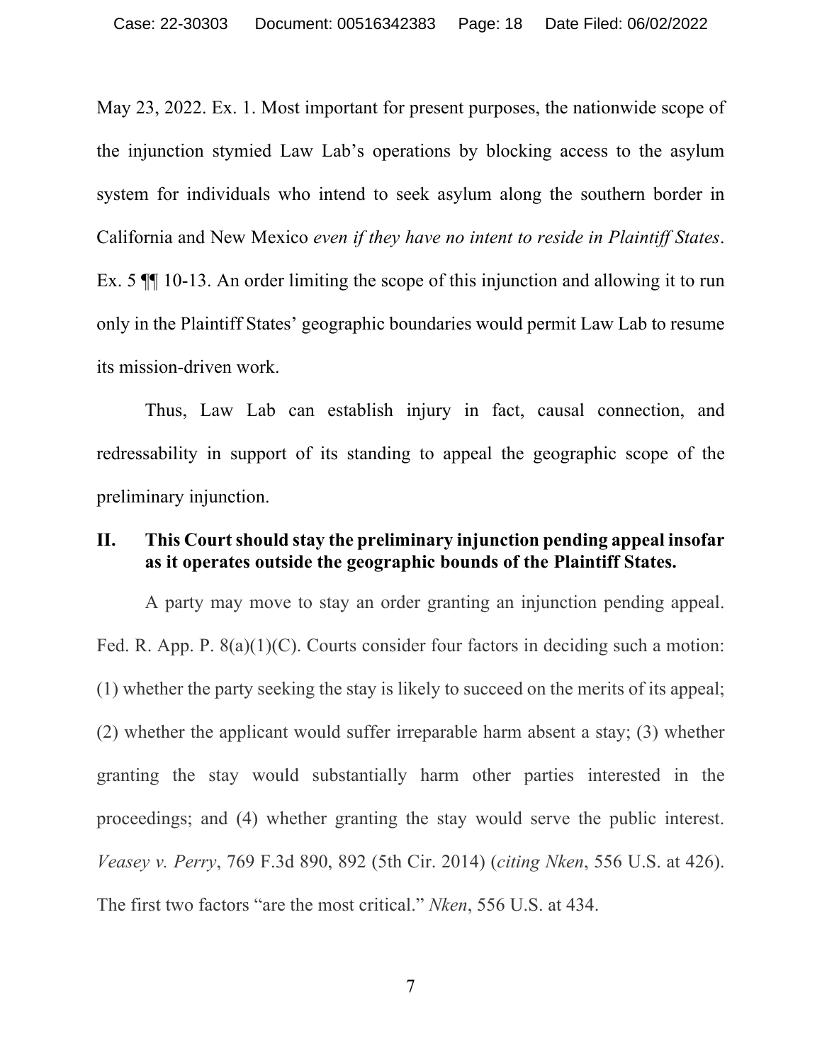May 23, 2022. Ex. 1. Most important for present purposes, the nationwide scope of the injunction stymied Law Lab's operations by blocking access to the asylum system for individuals who intend to seek asylum along the southern border in California and New Mexico *even if they have no intent to reside in Plaintiff States*. Ex. 5 ¶¶ 10-13. An order limiting the scope of this injunction and allowing it to run only in the Plaintiff States' geographic boundaries would permit Law Lab to resume its mission-driven work.

Thus, Law Lab can establish injury in fact, causal connection, and redressability in support of its standing to appeal the geographic scope of the preliminary injunction.

## II. This Court should stay the preliminary injunction pending appeal insofar as it operates outside the geographic bounds of the Plaintiff States.

A party may move to stay an order granting an injunction pending appeal. Fed. R. App. P. 8(a)(1)(C). Courts consider four factors in deciding such a motion: (1) whether the party seeking the stay is likely to succeed on the merits of its appeal; (2) whether the applicant would suffer irreparable harm absent a stay; (3) whether granting the stay would substantially harm other parties interested in the proceedings; and (4) whether granting the stay would serve the public interest. *Veasey v. Perry*, 769 F.3d 890, 892 (5th Cir. 2014) (*citing Nken*, 556 U.S. at 426). The first two factors "are the most critical." *Nken*, 556 U.S. at 434.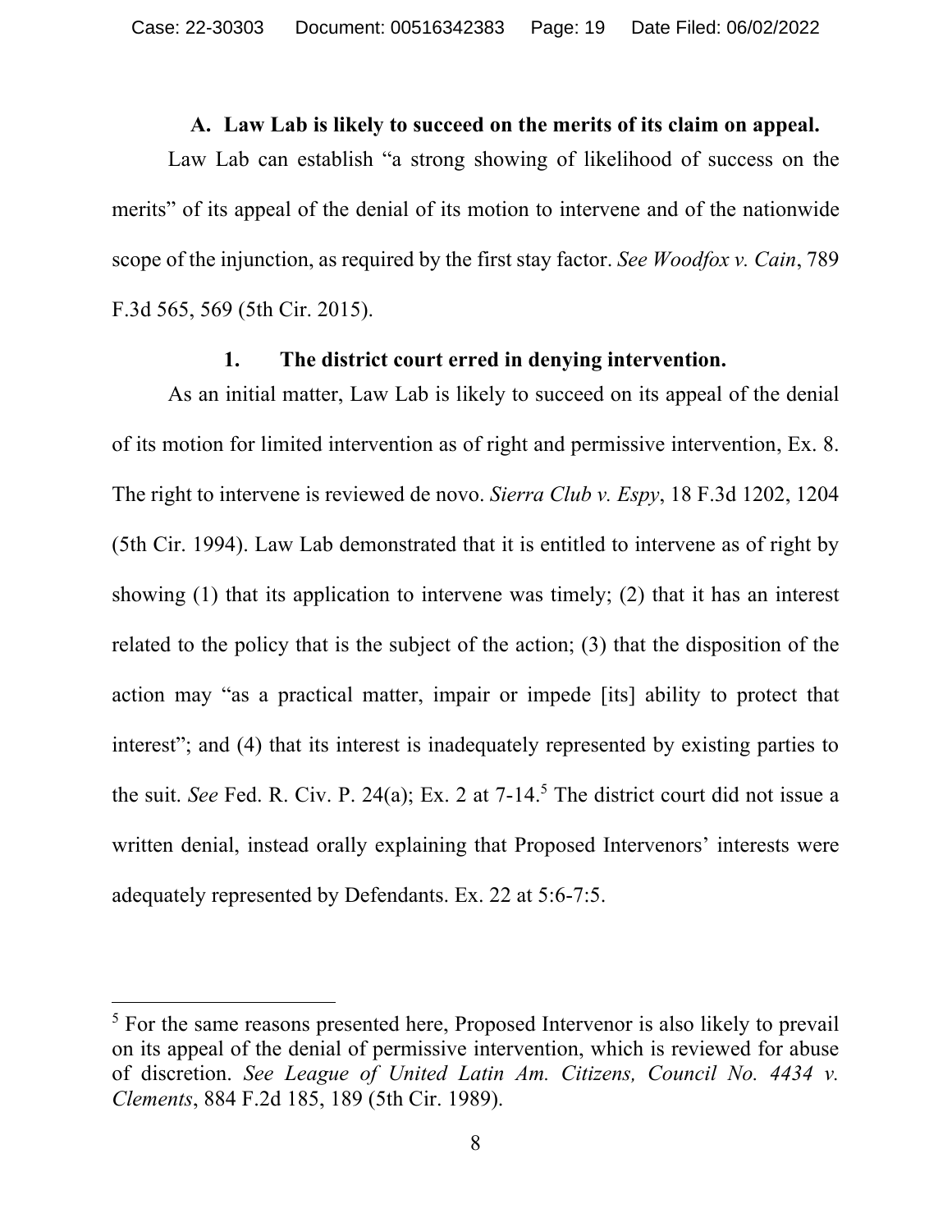### A. Law Lab is likely to succeed on the merits of its claim on appeal.

Law Lab can establish "a strong showing of likelihood of success on the merits" of its appeal of the denial of its motion to intervene and of the nationwide scope of the injunction, as required by the first stay factor. *See Woodfox v. Cain*, 789 F.3d 565, 569 (5th Cir. 2015).

#### 1. The district court erred in denying intervention.

As an initial matter, Law Lab is likely to succeed on its appeal of the denial of its motion for limited intervention as of right and permissive intervention, Ex. 8. The right to intervene is reviewed de novo. *Sierra Club v. Espy*, 18 F.3d 1202, 1204 (5th Cir. 1994). Law Lab demonstrated that it is entitled to intervene as of right by showing (1) that its application to intervene was timely; (2) that it has an interest related to the policy that is the subject of the action; (3) that the disposition of the action may "as a practical matter, impair or impede [its] ability to protect that interest"; and (4) that its interest is inadequately represented by existing parties to the suit. *See* Fed. R. Civ. P. 24(a); Ex. 2 at 7-14.[5] The district court did not issue a written denial, instead orally explaining that Proposed Intervenors' interests were adequately represented by Defendants. Ex. 22 at 5:6-7:5.

---

[5] For the same reasons presented here, Proposed Intervenor is also likely to prevail on its appeal of the denial of permissive intervention, which is reviewed for abuse of discretion. *See League of United Latin Am. Citizens, Council No. 4434 v. Clements*, 884 F.2d 185, 189 (5th Cir. 1989).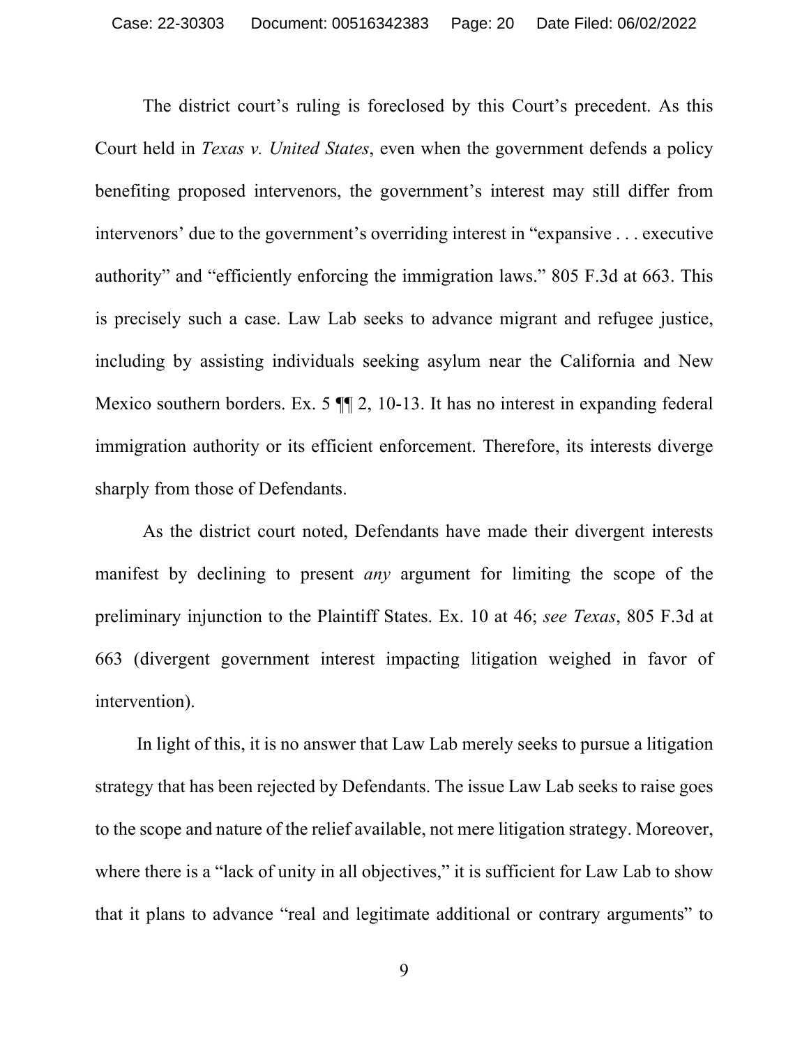The district court's ruling is foreclosed by this Court's precedent. As this Court held in *Texas v. United States*, even when the government defends a policy benefiting proposed intervenors, the government's interest may still differ from intervenors' due to the government's overriding interest in "expansive . . . executive authority" and "efficiently enforcing the immigration laws." 805 F.3d at 663. This is precisely such a case. Law Lab seeks to advance migrant and refugee justice, including by assisting individuals seeking asylum near the California and New Mexico southern borders. Ex. 5 ¶¶ 2, 10-13. It has no interest in expanding federal immigration authority or its efficient enforcement. Therefore, its interests diverge sharply from those of Defendants.

As the district court noted, Defendants have made their divergent interests manifest by declining to present *any* argument for limiting the scope of the preliminary injunction to the Plaintiff States. Ex. 10 at 46; *see Texas*, 805 F.3d at 663 (divergent government interest impacting litigation weighed in favor of intervention).

In light of this, it is no answer that Law Lab merely seeks to pursue a litigation strategy that has been rejected by Defendants. The issue Law Lab seeks to raise goes to the scope and nature of the relief available, not mere litigation strategy. Moreover, where there is a "lack of unity in all objectives," it is sufficient for Law Lab to show that it plans to advance "real and legitimate additional or contrary arguments" to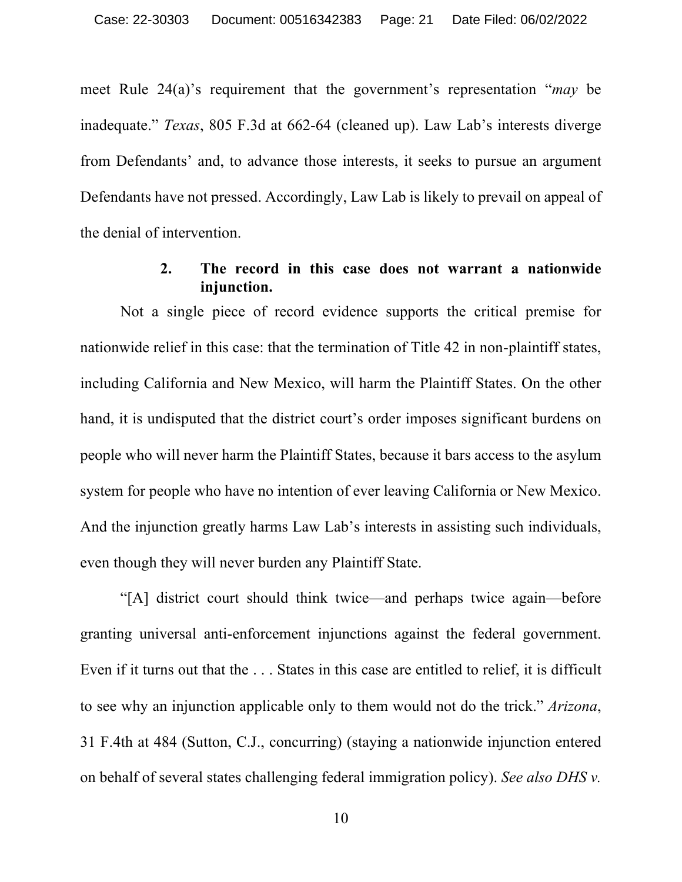meet Rule 24(a)'s requirement that the government's representation "*may* be inadequate." *Texas*, 805 F.3d at 662-64 (cleaned up). Law Lab's interests diverge from Defendants' and, to advance those interests, it seeks to pursue an argument Defendants have not pressed. Accordingly, Law Lab is likely to prevail on appeal of the denial of intervention.

### 2. The record in this case does not warrant a nationwide injunction.

Not a single piece of record evidence supports the critical premise for nationwide relief in this case: that the termination of Title 42 in non-plaintiff states, including California and New Mexico, will harm the Plaintiff States. On the other hand, it is undisputed that the district court's order imposes significant burdens on people who will never harm the Plaintiff States, because it bars access to the asylum system for people who have no intention of ever leaving California or New Mexico. And the injunction greatly harms Law Lab's interests in assisting such individuals, even though they will never burden any Plaintiff State.

"[A] district court should think twice—and perhaps twice again—before granting universal anti-enforcement injunctions against the federal government. Even if it turns out that the . . . States in this case are entitled to relief, it is difficult to see why an injunction applicable only to them would not do the trick." *Arizona*, 31 F.4th at 484 (Sutton, C.J., concurring) (staying a nationwide injunction entered on behalf of several states challenging federal immigration policy). *See also DHS v.*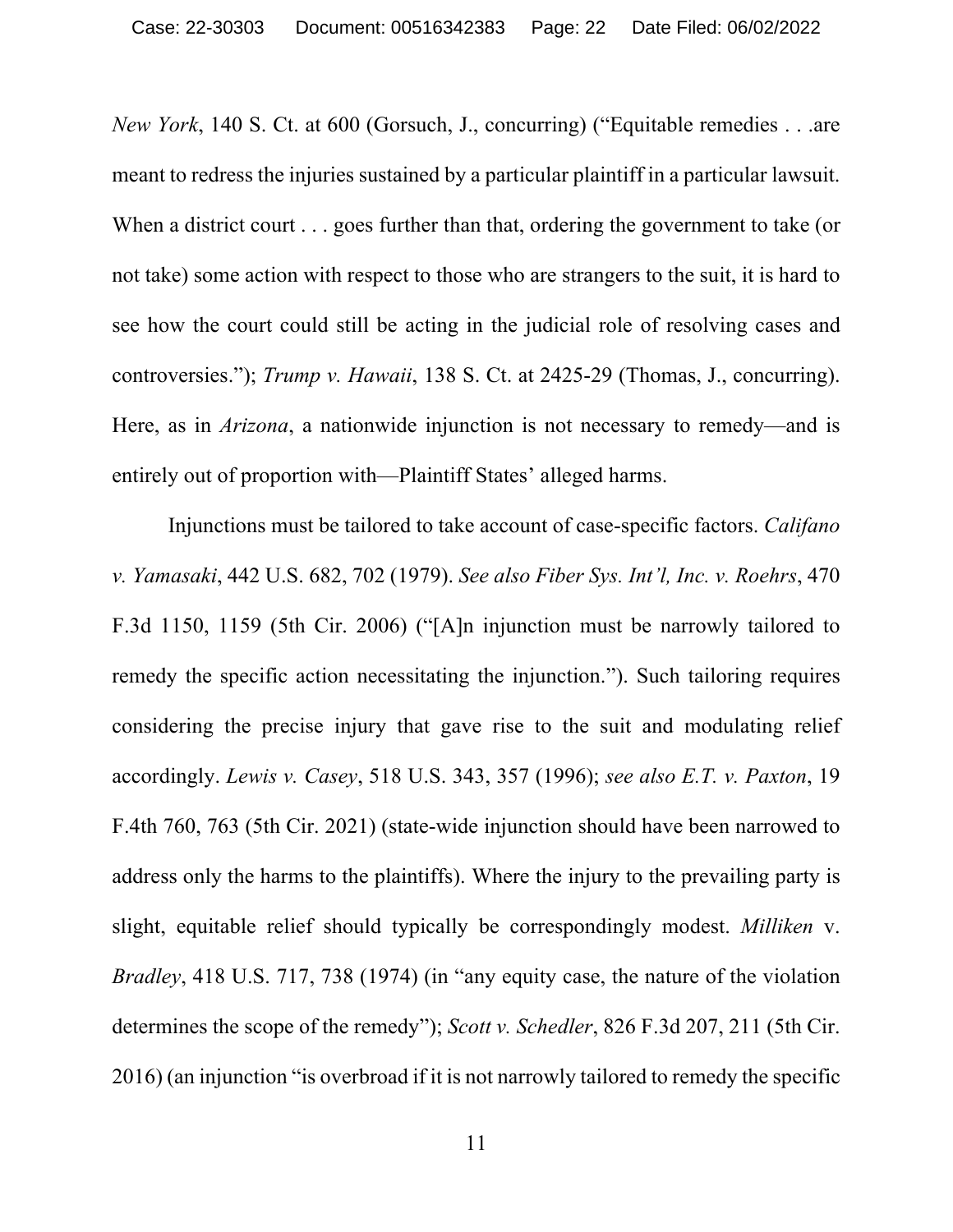*New York*, 140 S. Ct. at 600 (Gorsuch, J., concurring) ("Equitable remedies . . .are meant to redress the injuries sustained by a particular plaintiff in a particular lawsuit. When a district court . . . goes further than that, ordering the government to take (or not take) some action with respect to those who are strangers to the suit, it is hard to see how the court could still be acting in the judicial role of resolving cases and controversies."); *Trump v. Hawaii*, 138 S. Ct. at 2425-29 (Thomas, J., concurring). Here, as in *Arizona*, a nationwide injunction is not necessary to remedy—and is entirely out of proportion with—Plaintiff States' alleged harms.

Injunctions must be tailored to take account of case-specific factors. *Califano v. Yamasaki*, 442 U.S. 682, 702 (1979). *See also Fiber Sys. Int'l, Inc. v. Roehrs*, 470 F.3d 1150, 1159 (5th Cir. 2006) ("[A]n injunction must be narrowly tailored to remedy the specific action necessitating the injunction."). Such tailoring requires considering the precise injury that gave rise to the suit and modulating relief accordingly. *Lewis v. Casey*, 518 U.S. 343, 357 (1996); *see also E.T. v. Paxton*, 19 F.4th 760, 763 (5th Cir. 2021) (state-wide injunction should have been narrowed to address only the harms to the plaintiffs). Where the injury to the prevailing party is slight, equitable relief should typically be correspondingly modest. *Milliken* v. *Bradley*, 418 U.S. 717, 738 (1974) (in "any equity case, the nature of the violation determines the scope of the remedy"); *Scott v. Schedler*, 826 F.3d 207, 211 (5th Cir. 2016) (an injunction "is overbroad if it is not narrowly tailored to remedy the specific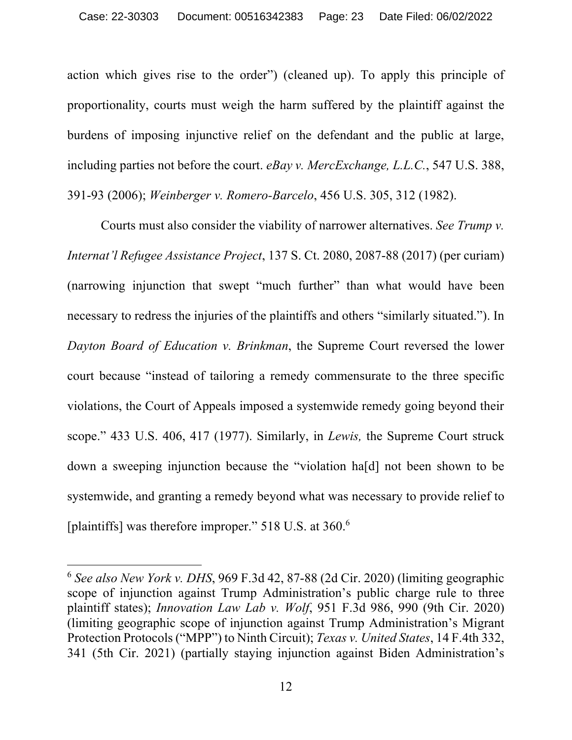action which gives rise to the order") (cleaned up). To apply this principle of proportionality, courts must weigh the harm suffered by the plaintiff against the burdens of imposing injunctive relief on the defendant and the public at large, including parties not before the court. *eBay v. MercExchange, L.L.C.*, 547 U.S. 388, 391-93 (2006); *Weinberger v. Romero-Barcelo*, 456 U.S. 305, 312 (1982).

Courts must also consider the viability of narrower alternatives. *See Trump v. Internat'l Refugee Assistance Project*, 137 S. Ct. 2080, 2087-88 (2017) (per curiam) (narrowing injunction that swept "much further" than what would have been necessary to redress the injuries of the plaintiffs and others "similarly situated."). In *Dayton Board of Education v. Brinkman*, the Supreme Court reversed the lower court because "instead of tailoring a remedy commensurate to the three specific violations, the Court of Appeals imposed a systemwide remedy going beyond their scope." 433 U.S. 406, 417 (1977). Similarly, in *Lewis,* the Supreme Court struck down a sweeping injunction because the "violation ha[d] not been shown to be systemwide, and granting a remedy beyond what was necessary to provide relief to [plaintiffs] was therefore improper." 518 U.S. at 360.[6]

---

[6] *See also New York v. DHS*, 969 F.3d 42, 87-88 (2d Cir. 2020) (limiting geographic scope of injunction against Trump Administration's public charge rule to three plaintiff states); *Innovation Law Lab v. Wolf*, 951 F.3d 986, 990 (9th Cir. 2020) (limiting geographic scope of injunction against Trump Administration's Migrant Protection Protocols ("MPP") to Ninth Circuit); *Texas v. United States*, 14 F.4th 332, 341 (5th Cir. 2021) (partially staying injunction against Biden Administration's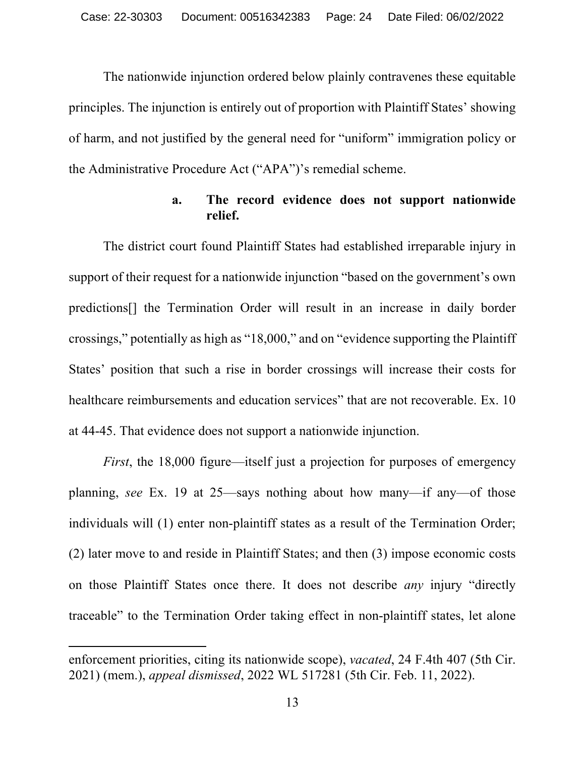The nationwide injunction ordered below plainly contravenes these equitable principles. The injunction is entirely out of proportion with Plaintiff States' showing of harm, and not justified by the general need for "uniform" immigration policy or the Administrative Procedure Act ("APA")'s remedial scheme.

#### a. The record evidence does not support nationwide relief.

The district court found Plaintiff States had established irreparable injury in support of their request for a nationwide injunction "based on the government's own predictions[] the Termination Order will result in an increase in daily border crossings," potentially as high as "18,000," and on "evidence supporting the Plaintiff States' position that such a rise in border crossings will increase their costs for healthcare reimbursements and education services" that are not recoverable. Ex. 10 at 44-45. That evidence does not support a nationwide injunction.

*First*, the 18,000 figure—itself just a projection for purposes of emergency planning, *see* Ex. 19 at 25—says nothing about how many—if any—of those individuals will (1) enter non-plaintiff states as a result of the Termination Order; (2) later move to and reside in Plaintiff States; and then (3) impose economic costs on those Plaintiff States once there. It does not describe *any* injury "directly traceable" to the Termination Order taking effect in non-plaintiff states, let alone

---

enforcement priorities, citing its nationwide scope), *vacated*, 24 F.4th 407 (5th Cir. 2021) (mem.), *appeal dismissed*, 2022 WL 517281 (5th Cir. Feb. 11, 2022).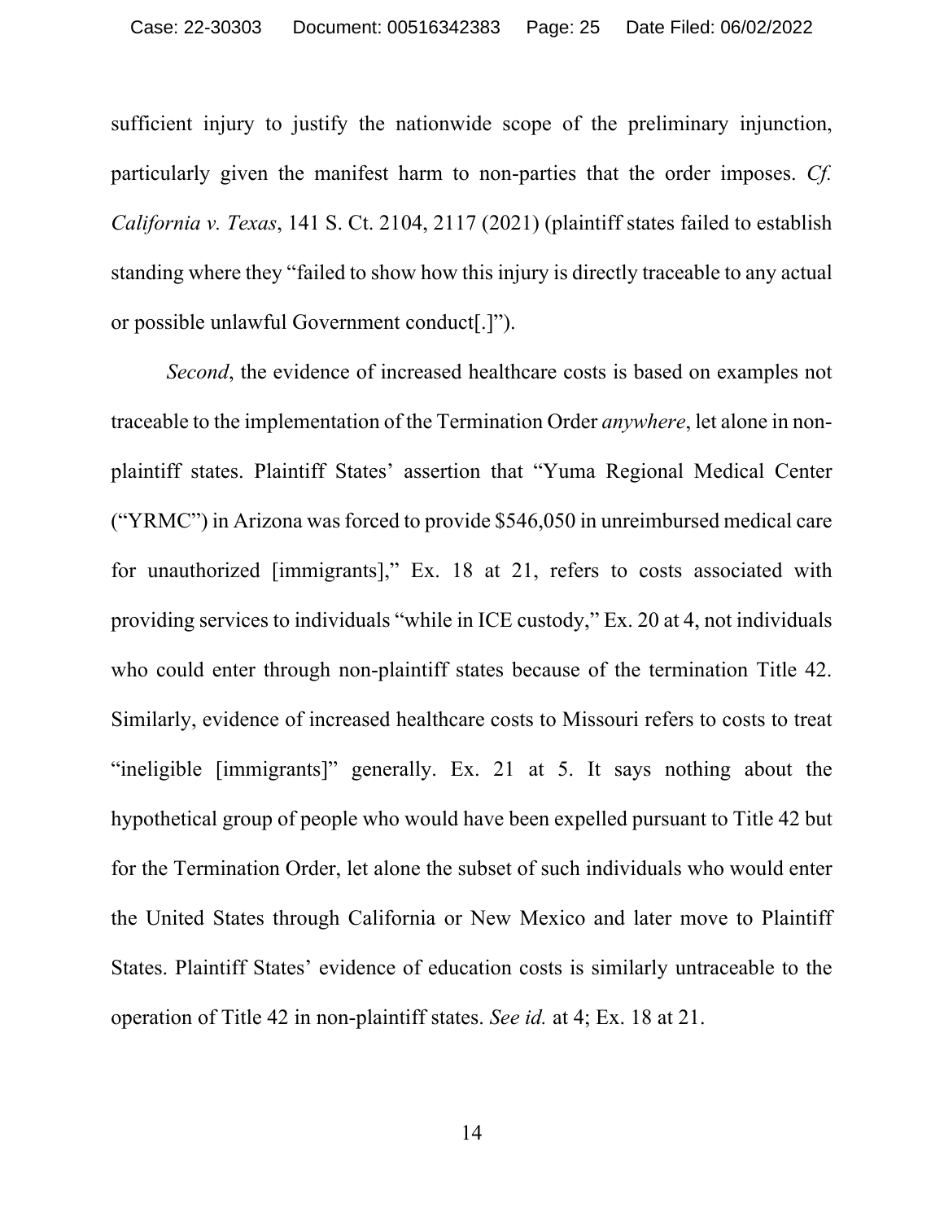sufficient injury to justify the nationwide scope of the preliminary injunction, particularly given the manifest harm to non-parties that the order imposes. *Cf. California v. Texas*, 141 S. Ct. 2104, 2117 (2021) (plaintiff states failed to establish standing where they "failed to show how this injury is directly traceable to any actual or possible unlawful Government conduct[.]").

*Second*, the evidence of increased healthcare costs is based on examples not traceable to the implementation of the Termination Order *anywhere*, let alone in non-plaintiff states. Plaintiff States' assertion that "Yuma Regional Medical Center ("YRMC") in Arizona was forced to provide $546,050 in unreimbursed medical care for unauthorized [immigrants]," Ex. 18 at 21, refers to costs associated with providing services to individuals "while in ICE custody," Ex. 20 at 4, not individuals who could enter through non-plaintiff states because of the termination Title 42. Similarly, evidence of increased healthcare costs to Missouri refers to costs to treat "ineligible [immigrants]" generally. Ex. 21 at 5. It says nothing about the hypothetical group of people who would have been expelled pursuant to Title 42 but for the Termination Order, let alone the subset of such individuals who would enter the United States through California or New Mexico and later move to Plaintiff States. Plaintiff States' evidence of education costs is similarly untraceable to the operation of Title 42 in non-plaintiff states. *See id.* at 4; Ex. 18 at 21.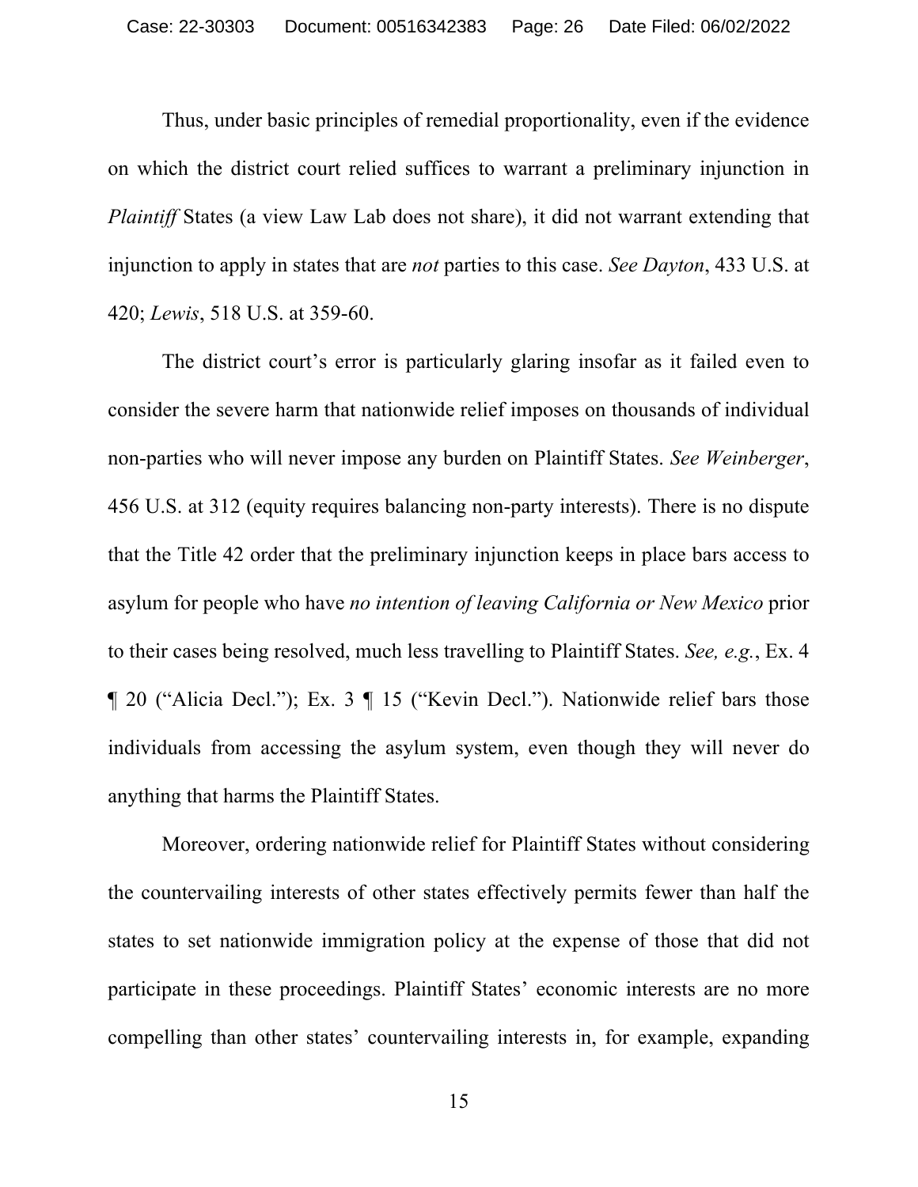Thus, under basic principles of remedial proportionality, even if the evidence on which the district court relied suffices to warrant a preliminary injunction in *Plaintiff* States (a view Law Lab does not share), it did not warrant extending that injunction to apply in states that are *not* parties to this case. *See Dayton*, 433 U.S. at 420; *Lewis*, 518 U.S. at 359-60.

The district court's error is particularly glaring insofar as it failed even to consider the severe harm that nationwide relief imposes on thousands of individual non-parties who will never impose any burden on Plaintiff States. *See Weinberger*, 456 U.S. at 312 (equity requires balancing non-party interests). There is no dispute that the Title 42 order that the preliminary injunction keeps in place bars access to asylum for people who have *no intention of leaving California or New Mexico* prior to their cases being resolved, much less travelling to Plaintiff States. *See, e.g.*, Ex. 4 ¶ 20 ("Alicia Decl."); Ex. 3 ¶ 15 ("Kevin Decl."). Nationwide relief bars those individuals from accessing the asylum system, even though they will never do anything that harms the Plaintiff States.

Moreover, ordering nationwide relief for Plaintiff States without considering the countervailing interests of other states effectively permits fewer than half the states to set nationwide immigration policy at the expense of those that did not participate in these proceedings. Plaintiff States' economic interests are no more compelling than other states' countervailing interests in, for example, expanding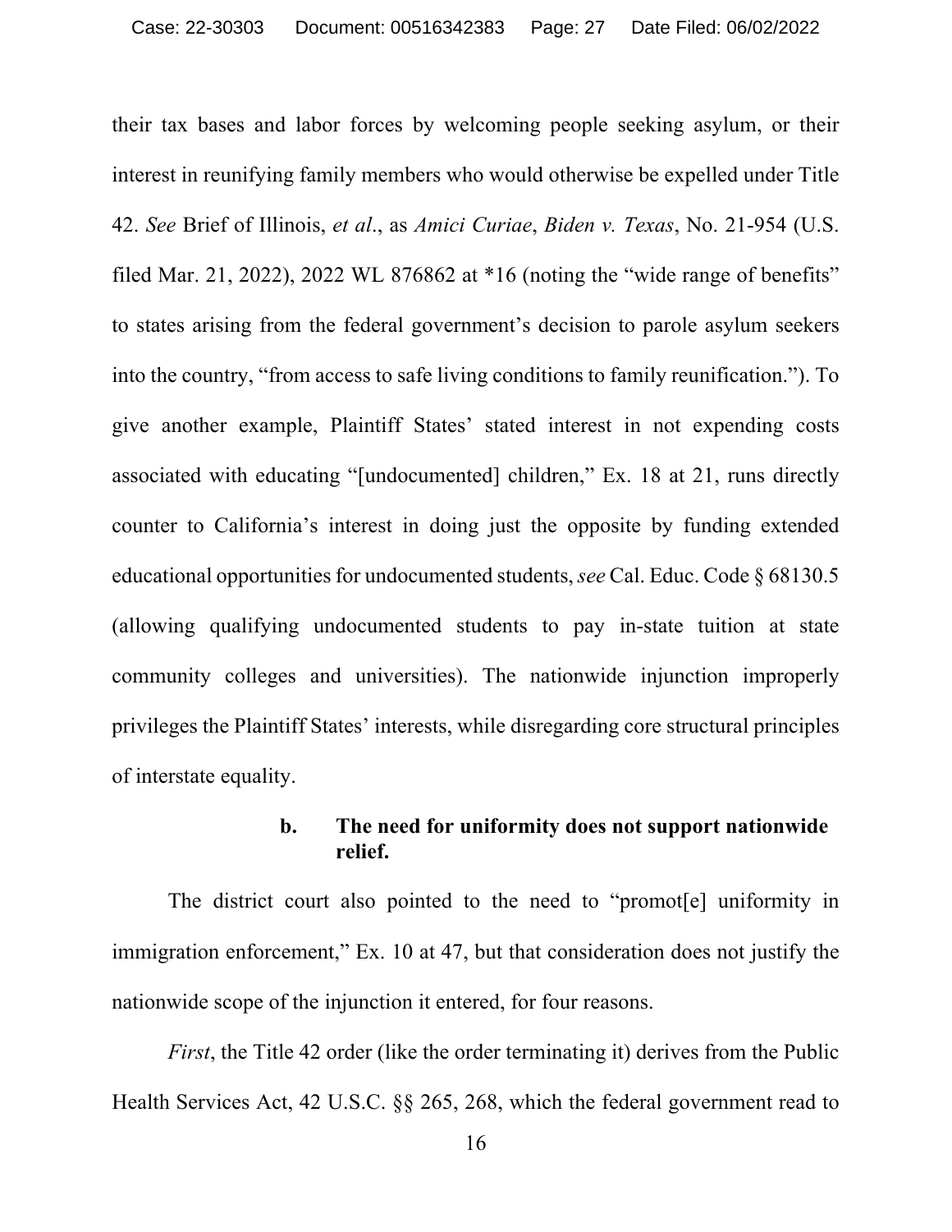their tax bases and labor forces by welcoming people seeking asylum, or their interest in reunifying family members who would otherwise be expelled under Title 42. *See* Brief of Illinois, *et al*., as *Amici Curiae*, *Biden v. Texas*, No. 21-954 (U.S. filed Mar. 21, 2022), 2022 WL 876862 at *16 (noting the "wide range of benefits" to states arising from the federal government's decision to parole asylum seekers into the country, "from access to safe living conditions to family reunification."). To give another example, Plaintiff States' stated interest in not expending costs associated with educating "[undocumented] children," Ex. 18 at 21, runs directly counter to California's interest in doing just the opposite by funding extended educational opportunities for undocumented students, *see* Cal. Educ. Code § 68130.5 (allowing qualifying undocumented students to pay in-state tuition at state community colleges and universities). The nationwide injunction improperly privileges the Plaintiff States' interests, while disregarding core structural principles of interstate equality.

#### b. The need for uniformity does not support nationwide relief.

The district court also pointed to the need to "promot[e] uniformity in immigration enforcement," Ex. 10 at 47, but that consideration does not justify the nationwide scope of the injunction it entered, for four reasons.

*First*, the Title 42 order (like the order terminating it) derives from the Public Health Services Act, 42 U.S.C. §§ 265, 268, which the federal government read to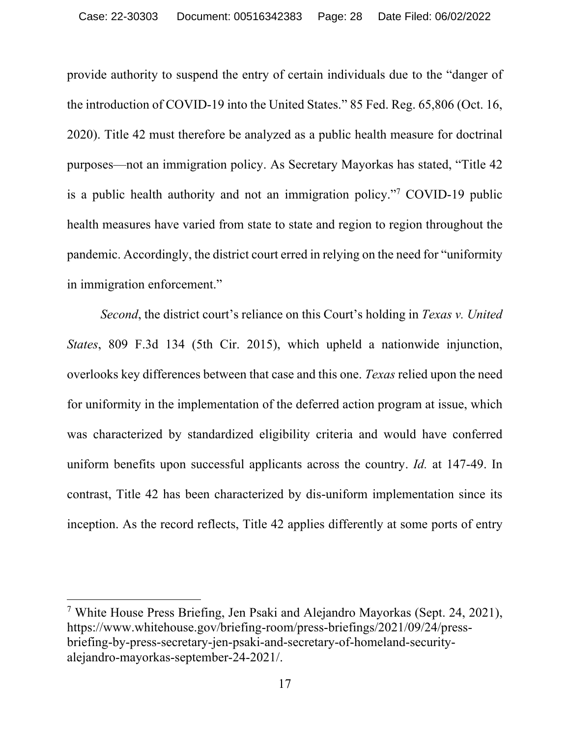provide authority to suspend the entry of certain individuals due to the "danger of the introduction of COVID-19 into the United States." 85 Fed. Reg. 65,806 (Oct. 16, 2020). Title 42 must therefore be analyzed as a public health measure for doctrinal purposes—not an immigration policy. As Secretary Mayorkas has stated, "Title 42 is a public health authority and not an immigration policy."[7] COVID-19 public health measures have varied from state to state and region to region throughout the pandemic. Accordingly, the district court erred in relying on the need for "uniformity in immigration enforcement."

*Second*, the district court's reliance on this Court's holding in *Texas v. United States*, 809 F.3d 134 (5th Cir. 2015), which upheld a nationwide injunction, overlooks key differences between that case and this one. *Texas* relied upon the need for uniformity in the implementation of the deferred action program at issue, which was characterized by standardized eligibility criteria and would have conferred uniform benefits upon successful applicants across the country. *Id.* at 147-49. In contrast, Title 42 has been characterized by dis-uniform implementation since its inception. As the record reflects, Title 42 applies differently at some ports of entry

---

[7] White House Press Briefing, Jen Psaki and Alejandro Mayorkas (Sept. 24, 2021), https://www.whitehouse.gov/briefing-room/press-briefings/2021/09/24/press-briefing-by-press-secretary-jen-psaki-and-secretary-of-homeland-security-alejandro-mayorkas-september-24-2021/.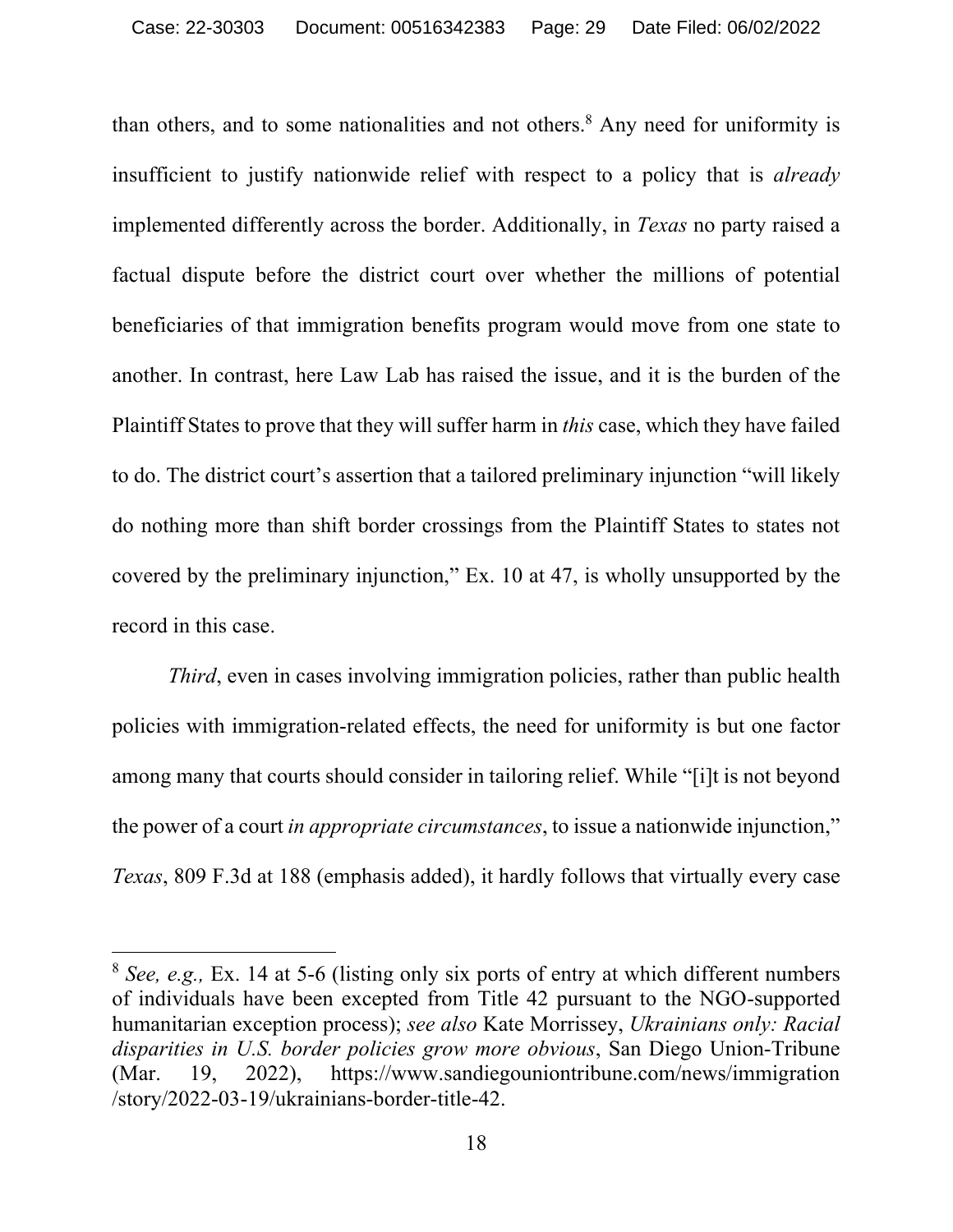than others, and to some nationalities and not others.[8] Any need for uniformity is insufficient to justify nationwide relief with respect to a policy that is *already* implemented differently across the border. Additionally, in *Texas* no party raised a factual dispute before the district court over whether the millions of potential beneficiaries of that immigration benefits program would move from one state to another. In contrast, here Law Lab has raised the issue, and it is the burden of the Plaintiff States to prove that they will suffer harm in *this* case, which they have failed to do. The district court's assertion that a tailored preliminary injunction "will likely do nothing more than shift border crossings from the Plaintiff States to states not covered by the preliminary injunction," Ex. 10 at 47, is wholly unsupported by the record in this case.

*Third*, even in cases involving immigration policies, rather than public health policies with immigration-related effects, the need for uniformity is but one factor among many that courts should consider in tailoring relief. While "[i]t is not beyond the power of a court *in appropriate circumstances*, to issue a nationwide injunction," *Texas*, 809 F.3d at 188 (emphasis added), it hardly follows that virtually every case

---

[8] *See, e.g.,* Ex. 14 at 5-6 (listing only six ports of entry at which different numbers of individuals have been excepted from Title 42 pursuant to the NGO-supported humanitarian exception process); *see also* Kate Morrissey, *Ukrainians only: Racial disparities in U.S. border policies grow more obvious*, San Diego Union-Tribune (Mar. 19, 2022), https://www.sandiegouniontribune.com/news/immigration/story/2022-03-19/ukrainians-border-title-42.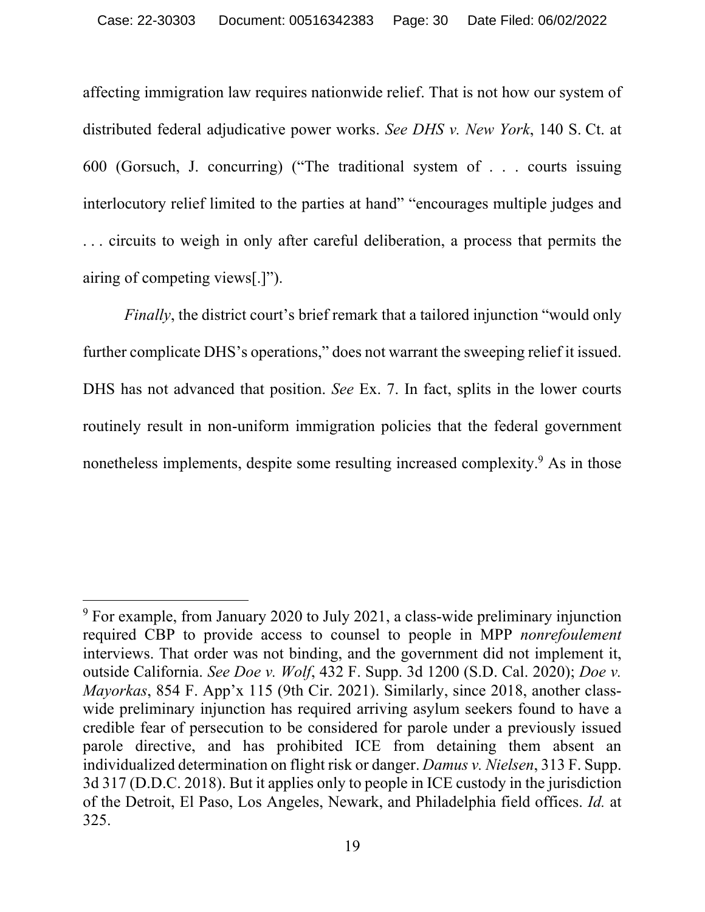affecting immigration law requires nationwide relief. That is not how our system of distributed federal adjudicative power works. *See DHS v. New York*, 140 S. Ct. at 600 (Gorsuch, J. concurring) ("The traditional system of . . . courts issuing interlocutory relief limited to the parties at hand" "encourages multiple judges and . . . circuits to weigh in only after careful deliberation, a process that permits the airing of competing views[.]").

*Finally*, the district court's brief remark that a tailored injunction "would only further complicate DHS's operations," does not warrant the sweeping relief it issued. DHS has not advanced that position. *See* Ex. 7. In fact, splits in the lower courts routinely result in non-uniform immigration policies that the federal government nonetheless implements, despite some resulting increased complexity.[9] As in those

---

[9] For example, from January 2020 to July 2021, a class-wide preliminary injunction required CBP to provide access to counsel to people in MPP *nonrefoulement* interviews. That order was not binding, and the government did not implement it, outside California. *See Doe v. Wolf*, 432 F. Supp. 3d 1200 (S.D. Cal. 2020); *Doe v. Mayorkas*, 854 F. App'x 115 (9th Cir. 2021). Similarly, since 2018, another class-wide preliminary injunction has required arriving asylum seekers found to have a credible fear of persecution to be considered for parole under a previously issued parole directive, and has prohibited ICE from detaining them absent an individualized determination on flight risk or danger. *Damus v. Nielsen*, 313 F. Supp. 3d 317 (D.D.C. 2018). But it applies only to people in ICE custody in the jurisdiction of the Detroit, El Paso, Los Angeles, Newark, and Philadelphia field offices. *Id.* at 325.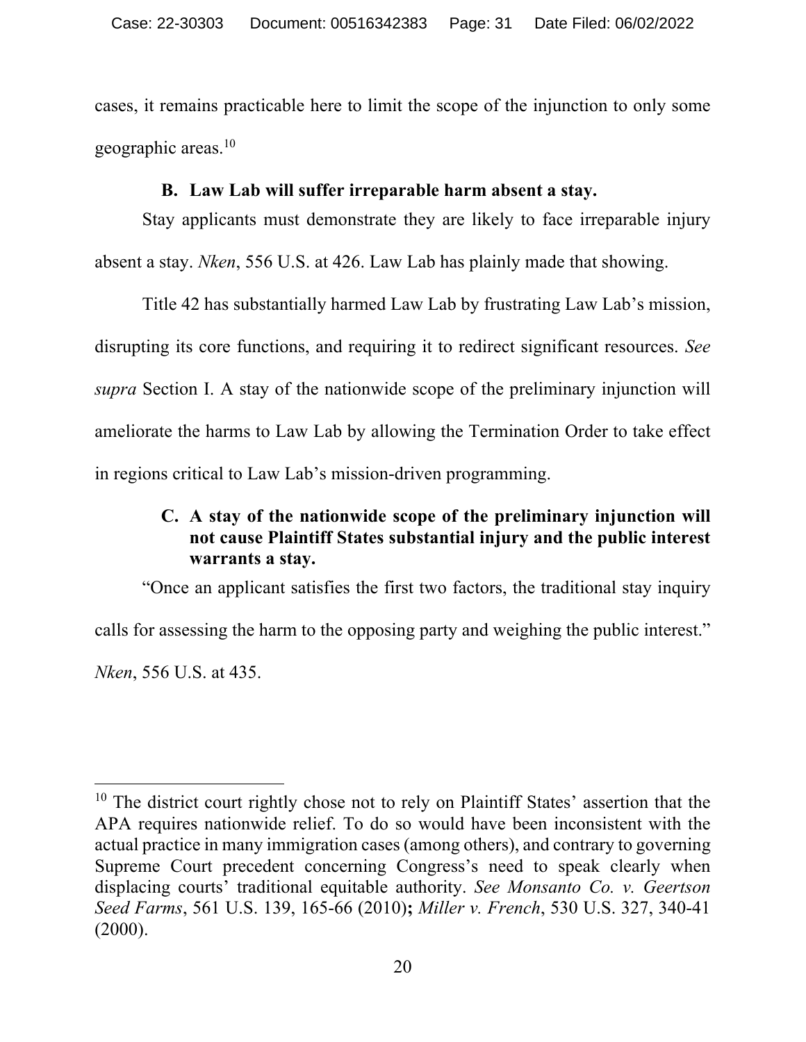cases, it remains practicable here to limit the scope of the injunction to only some geographic areas.[10]

### B. Law Lab will suffer irreparable harm absent a stay.

Stay applicants must demonstrate they are likely to face irreparable injury absent a stay. *Nken*, 556 U.S. at 426. Law Lab has plainly made that showing.

Title 42 has substantially harmed Law Lab by frustrating Law Lab's mission, disrupting its core functions, and requiring it to redirect significant resources. *See supra* Section I. A stay of the nationwide scope of the preliminary injunction will ameliorate the harms to Law Lab by allowing the Termination Order to take effect in regions critical to Law Lab's mission-driven programming.

### C. A stay of the nationwide scope of the preliminary injunction will not cause Plaintiff States substantial injury and the public interest warrants a stay.

"Once an applicant satisfies the first two factors, the traditional stay inquiry calls for assessing the harm to the opposing party and weighing the public interest." *Nken*, 556 U.S. at 435.

---

[10] The district court rightly chose not to rely on Plaintiff States' assertion that the APA requires nationwide relief. To do so would have been inconsistent with the actual practice in many immigration cases (among others), and contrary to governing Supreme Court precedent concerning Congress's need to speak clearly when displacing courts' traditional equitable authority. *See Monsanto Co. v. Geertson Seed Farms*, 561 U.S. 139, 165-66 (2010)**;** *Miller v. French*, 530 U.S. 327, 340-41 (2000).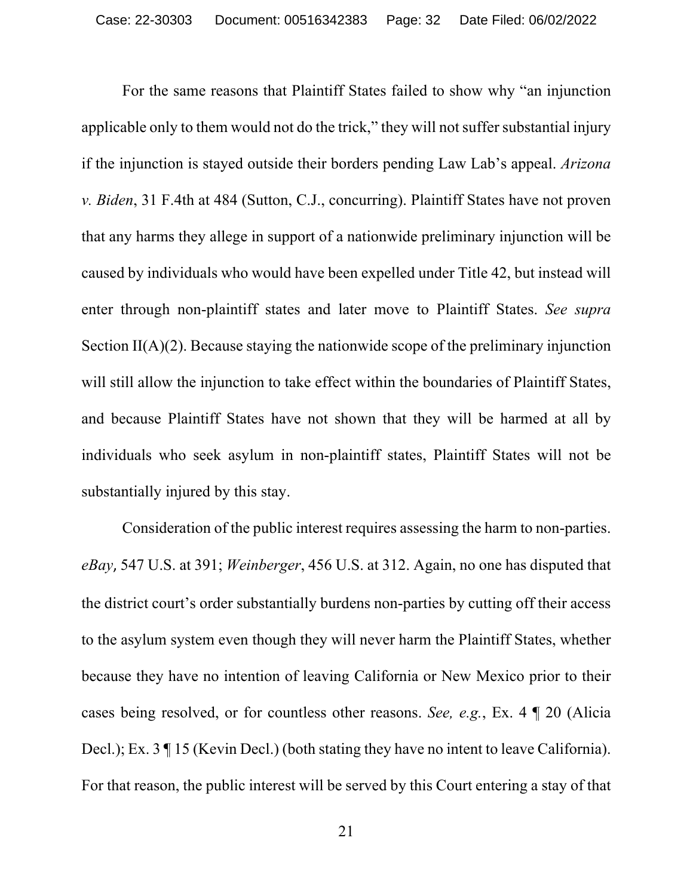For the same reasons that Plaintiff States failed to show why "an injunction applicable only to them would not do the trick," they will not suffer substantial injury if the injunction is stayed outside their borders pending Law Lab's appeal. *Arizona v. Biden*, 31 F.4th at 484 (Sutton, C.J., concurring). Plaintiff States have not proven that any harms they allege in support of a nationwide preliminary injunction will be caused by individuals who would have been expelled under Title 42, but instead will enter through non-plaintiff states and later move to Plaintiff States. *See supra* Section II(A)(2). Because staying the nationwide scope of the preliminary injunction will still allow the injunction to take effect within the boundaries of Plaintiff States, and because Plaintiff States have not shown that they will be harmed at all by individuals who seek asylum in non-plaintiff states, Plaintiff States will not be substantially injured by this stay.

Consideration of the public interest requires assessing the harm to non-parties. *eBay*, 547 U.S. at 391; *Weinberger*, 456 U.S. at 312. Again, no one has disputed that the district court's order substantially burdens non-parties by cutting off their access to the asylum system even though they will never harm the Plaintiff States, whether because they have no intention of leaving California or New Mexico prior to their cases being resolved, or for countless other reasons. *See, e.g.*, Ex. 4 ¶ 20 (Alicia Decl.); Ex. 3 ¶ 15 (Kevin Decl.) (both stating they have no intent to leave California). For that reason, the public interest will be served by this Court entering a stay of that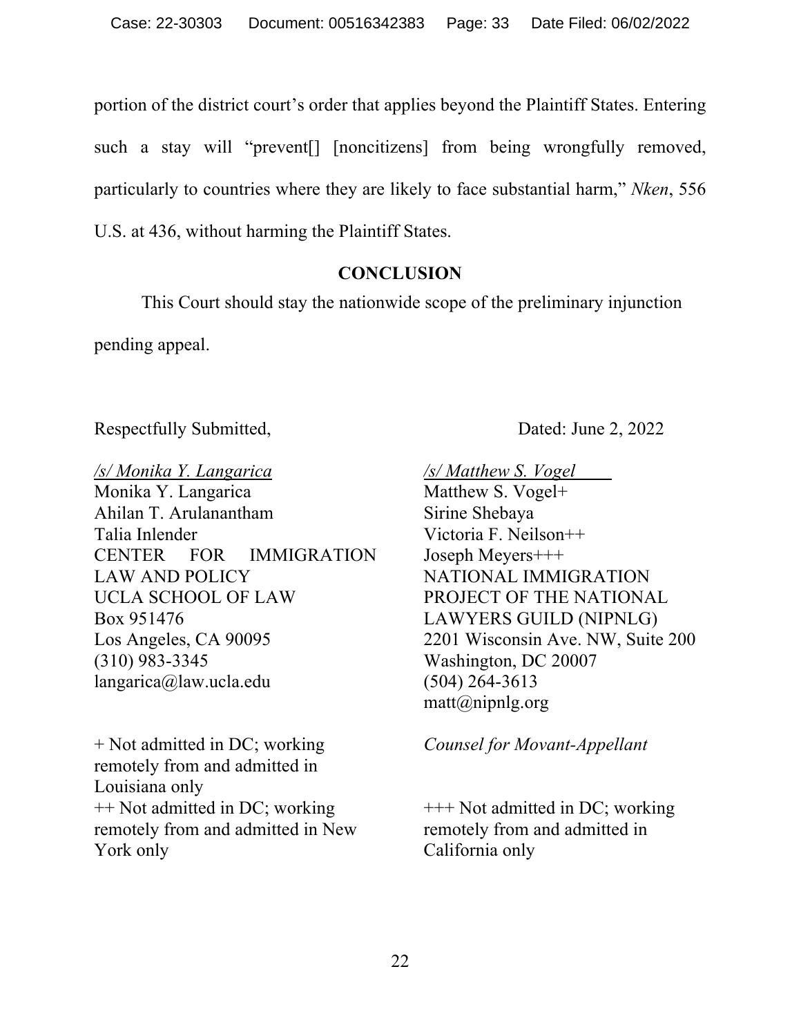portion of the district court's order that applies beyond the Plaintiff States. Entering such a stay will "prevent[] [noncitizens] from being wrongfully removed, particularly to countries where they are likely to face substantial harm," *Nken*, 556 U.S. at 436, without harming the Plaintiff States.

## CONCLUSION

This Court should stay the nationwide scope of the preliminary injunction pending appeal.

Respectfully Submitted,

Dated: June 2, 2022

*/s/ Monika Y. Langarica*
Monika Y. Langarica
Ahilan T. Arulanantham
Talia Inlender
CENTER FOR IMMIGRATION LAW AND POLICY
UCLA SCHOOL OF LAW
Box 951476
Los Angeles, CA 90095
(310) 983-3345
langarica@law.ucla.edu

*/s/ Matthew S. Vogel*
Matthew S. Vogel+
Sirine Shebaya
Victoria F. Neilson++
Joseph Meyers+++
NATIONAL IMMIGRATION PROJECT OF THE NATIONAL LAWYERS GUILD (NIPNLG)
2201 Wisconsin Ave. NW, Suite 200
Washington, DC 20007
(504) 264-3613
matt@nipnlg.org

*Counsel for Movant-Appellant*

+ Not admitted in DC; working remotely from and admitted in Louisiana only

++ Not admitted in DC; working remotely from and admitted in New York only

+++ Not admitted in DC; working remotely from and admitted in California only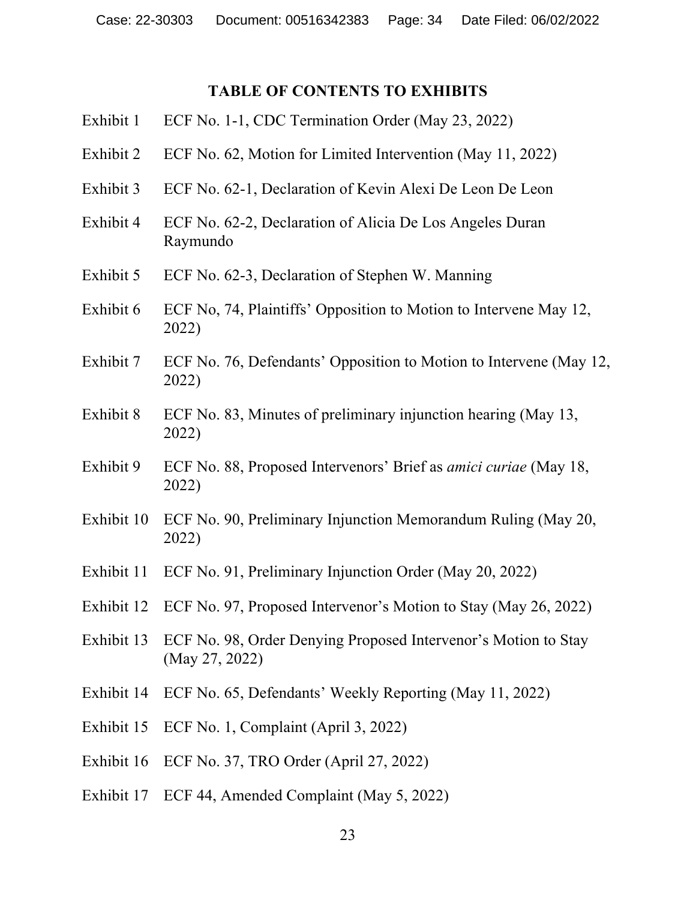## TABLE OF CONTENTS TO EXHIBITS

| | |
|---|---|
| Exhibit 1 | ECF No. 1-1, CDC Termination Order (May 23, 2022) |
| Exhibit 2 | ECF No. 62, Motion for Limited Intervention (May 11, 2022) |
| Exhibit 3 | ECF No. 62-1, Declaration of Kevin Alexi De Leon De Leon |
| Exhibit 4 | ECF No. 62-2, Declaration of Alicia De Los Angeles Duran Raymundo |
| Exhibit 5 | ECF No. 62-3, Declaration of Stephen W. Manning |
| Exhibit 6 | ECF No, 74, Plaintiffs' Opposition to Motion to Intervene May 12, 2022) |
| Exhibit 7 | ECF No. 76, Defendants' Opposition to Motion to Intervene (May 12, 2022) |
| Exhibit 8 | ECF No. 83, Minutes of preliminary injunction hearing (May 13, 2022) |
| Exhibit 9 | ECF No. 88, Proposed Intervenors' Brief as *amici curiae* (May 18, 2022) |
| Exhibit 10 | ECF No. 90, Preliminary Injunction Memorandum Ruling (May 20, 2022) |
| Exhibit 11 | ECF No. 91, Preliminary Injunction Order (May 20, 2022) |
| Exhibit 12 | ECF No. 97, Proposed Intervenor's Motion to Stay (May 26, 2022) |
| Exhibit 13 | ECF No. 98, Order Denying Proposed Intervenor's Motion to Stay (May 27, 2022) |
| Exhibit 14 | ECF No. 65, Defendants' Weekly Reporting (May 11, 2022) |
| Exhibit 15 | ECF No. 1, Complaint (April 3, 2022) |
| Exhibit 16 | ECF No. 37, TRO Order (April 27, 2022) |
| Exhibit 17 | ECF 44, Amended Complaint (May 5, 2022) |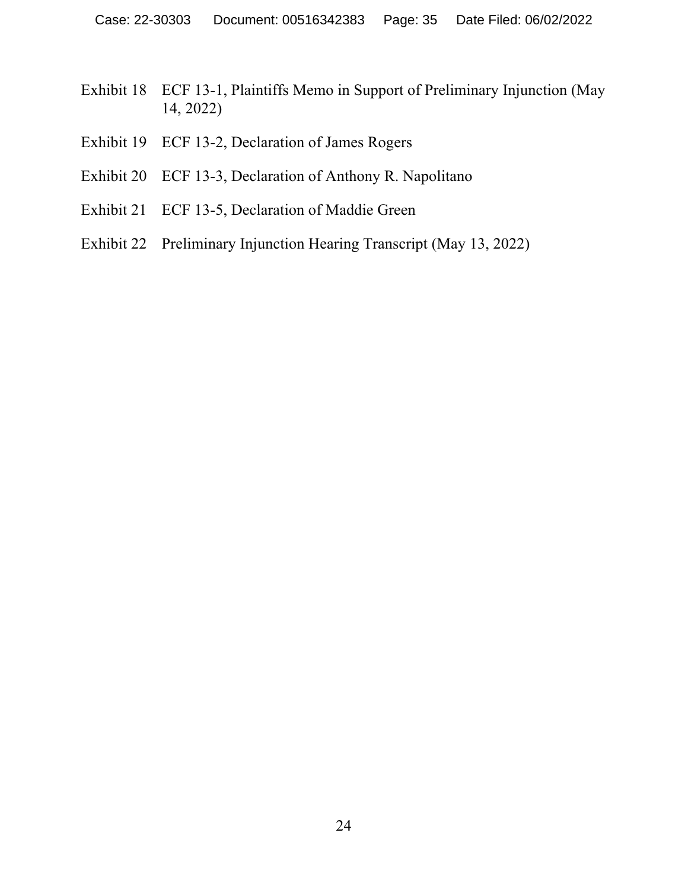Exhibit 18 ECF 13-1, Plaintiffs Memo in Support of Preliminary Injunction (May 14, 2022)

Exhibit 19 ECF 13-2, Declaration of James Rogers

Exhibit 20 ECF 13-3, Declaration of Anthony R. Napolitano

Exhibit 21 ECF 13-5, Declaration of Maddie Green

Exhibit 22 Preliminary Injunction Hearing Transcript (May 13, 2022)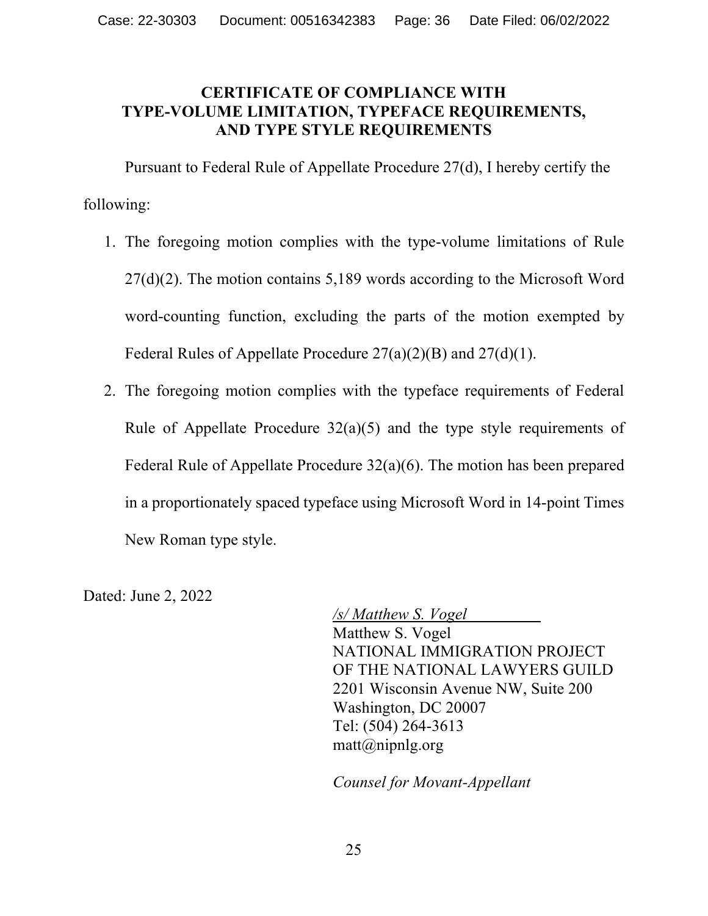## CERTIFICATE OF COMPLIANCE WITH TYPE-VOLUME LIMITATION, TYPEFACE REQUIREMENTS, AND TYPE STYLE REQUIREMENTS

Pursuant to Federal Rule of Appellate Procedure 27(d), I hereby certify the following:

1. The foregoing motion complies with the type-volume limitations of Rule 27(d)(2). The motion contains 5,189 words according to the Microsoft Word word-counting function, excluding the parts of the motion exempted by Federal Rules of Appellate Procedure 27(a)(2)(B) and 27(d)(1).
2. The foregoing motion complies with the typeface requirements of Federal Rule of Appellate Procedure 32(a)(5) and the type style requirements of Federal Rule of Appellate Procedure 32(a)(6). The motion has been prepared in a proportionately spaced typeface using Microsoft Word in 14-point Times New Roman type style.

Dated: June 2, 2022

*/s/ Matthew S. Vogel*
Matthew S. Vogel
NATIONAL IMMIGRATION PROJECT
OF THE NATIONAL LAWYERS GUILD
2201 Wisconsin Avenue NW, Suite 200
Washington, DC 20007
Tel: (504) 264-3613
matt@nipnlg.org

*Counsel for Movant-Appellant*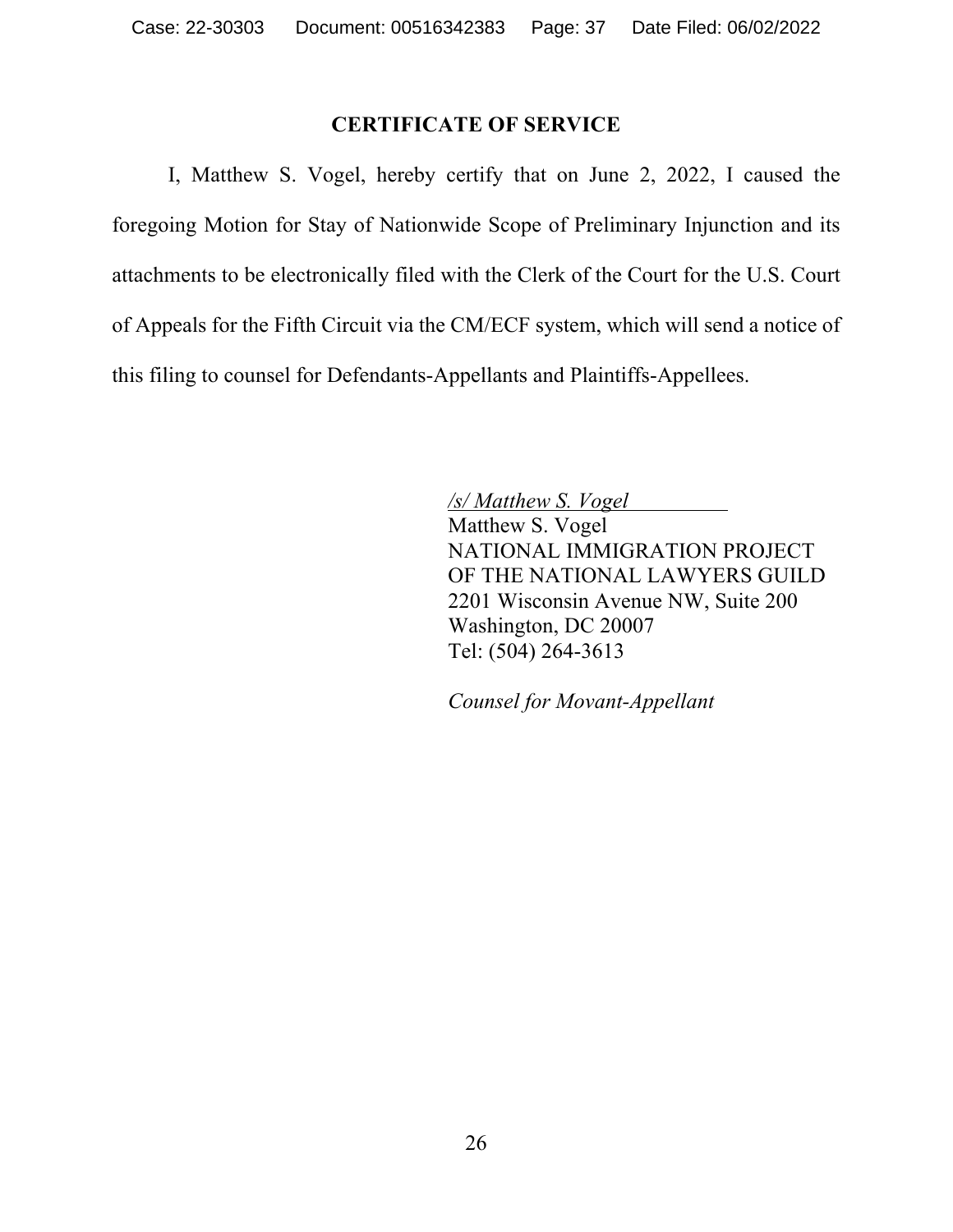## CERTIFICATE OF SERVICE

I, Matthew S. Vogel, hereby certify that on June 2, 2022, I caused the foregoing Motion for Stay of Nationwide Scope of Preliminary Injunction and its attachments to be electronically filed with the Clerk of the Court for the U.S. Court of Appeals for the Fifth Circuit via the CM/ECF system, which will send a notice of this filing to counsel for Defendants-Appellants and Plaintiffs-Appellees.

*/s/ Matthew S. Vogel*
Matthew S. Vogel
NATIONAL IMMIGRATION PROJECT
OF THE NATIONAL LAWYERS GUILD
2201 Wisconsin Avenue NW, Suite 200
Washington, DC 20007
Tel: (504) 264-3613

*Counsel for Movant-Appellant*